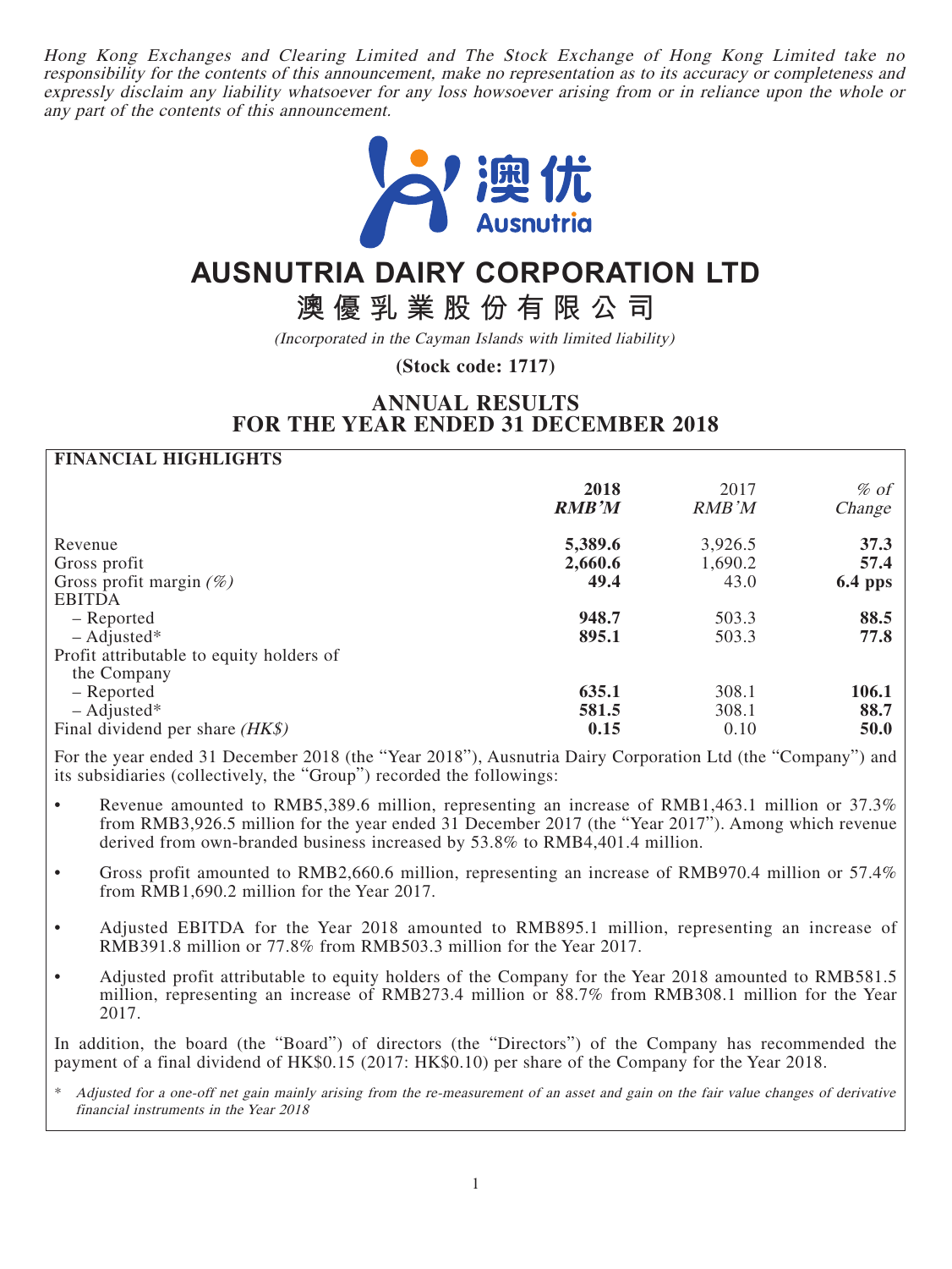*Hong Kong Exchanges and Clearing Limited and The Stock Exchange of Hong Kong Limited take no responsibility for the contents of this announcement, make no representation as to its accuracy or completeness and expressly disclaim any liability whatsoever for any loss howsoever arising from or in reliance upon the whole or any part of the contents of this announcement.*

# AUSNUTRIA DAIRY CORPORATION LTD

# 澳優乳業股份有限公司

*(Incorporated in the Cayman Islands with limited liability)*

**(Stock code: 1717)**

## ANNUAL RESULTS FOR THE YEAR ENDED 31 DECEMBER 2018

**FINANCIAL HIGHLIGHTS**

| | **2018** | 2017 | *% of* |
|---|---|---|---|
| | ***RMB'M*** | *RMB'M* | *Change* |
| Revenue | **5,389.6** | 3,926.5 | **37.3** |
| Gross profit | **2,660.6** | 1,690.2 | **57.4** |
| Gross profit margin *(%)* | **49.4** | 43.0 | **6.4 pps** |
| EBITDA | | | |
| – Reported | **948.7** | 503.3 | **88.5** |
| – Adjusted* | **895.1** | 503.3 | **77.8** |
| Profit attributable to equity holders of the Company | | | |
| – Reported | **635.1** | 308.1 | **106.1** |
| – Adjusted* | **581.5** | 308.1 | **88.7** |
| Final dividend per share *(HK$)* | **0.15** | 0.10 | **50.0** |

For the year ended 31 December 2018 (the "Year 2018"), Ausnutria Dairy Corporation Ltd (the "Company") and its subsidiaries (collectively, the "Group") recorded the followings:

- Revenue amounted to RMB5,389.6 million, representing an increase of RMB1,463.1 million or 37.3% from RMB3,926.5 million for the year ended 31 December 2017 (the "Year 2017"). Among which revenue derived from own-branded business increased by 53.8% to RMB4,401.4 million.
- Gross profit amounted to RMB2,660.6 million, representing an increase of RMB970.4 million or 57.4% from RMB1,690.2 million for the Year 2017.
- Adjusted EBITDA for the Year 2018 amounted to RMB895.1 million, representing an increase of RMB391.8 million or 77.8% from RMB503.3 million for the Year 2017.
- Adjusted profit attributable to equity holders of the Company for the Year 2018 amounted to RMB581.5 million, representing an increase of RMB273.4 million or 88.7% from RMB308.1 million for the Year 2017.

In addition, the board (the "Board") of directors (the "Directors") of the Company has recommended the payment of a final dividend of HK$0.15 (2017: HK$0.10) per share of the Company for the Year 2018.

\* *Adjusted for a one-off net gain mainly arising from the re-measurement of an asset and gain on the fair value changes of derivative financial instruments in the Year 2018*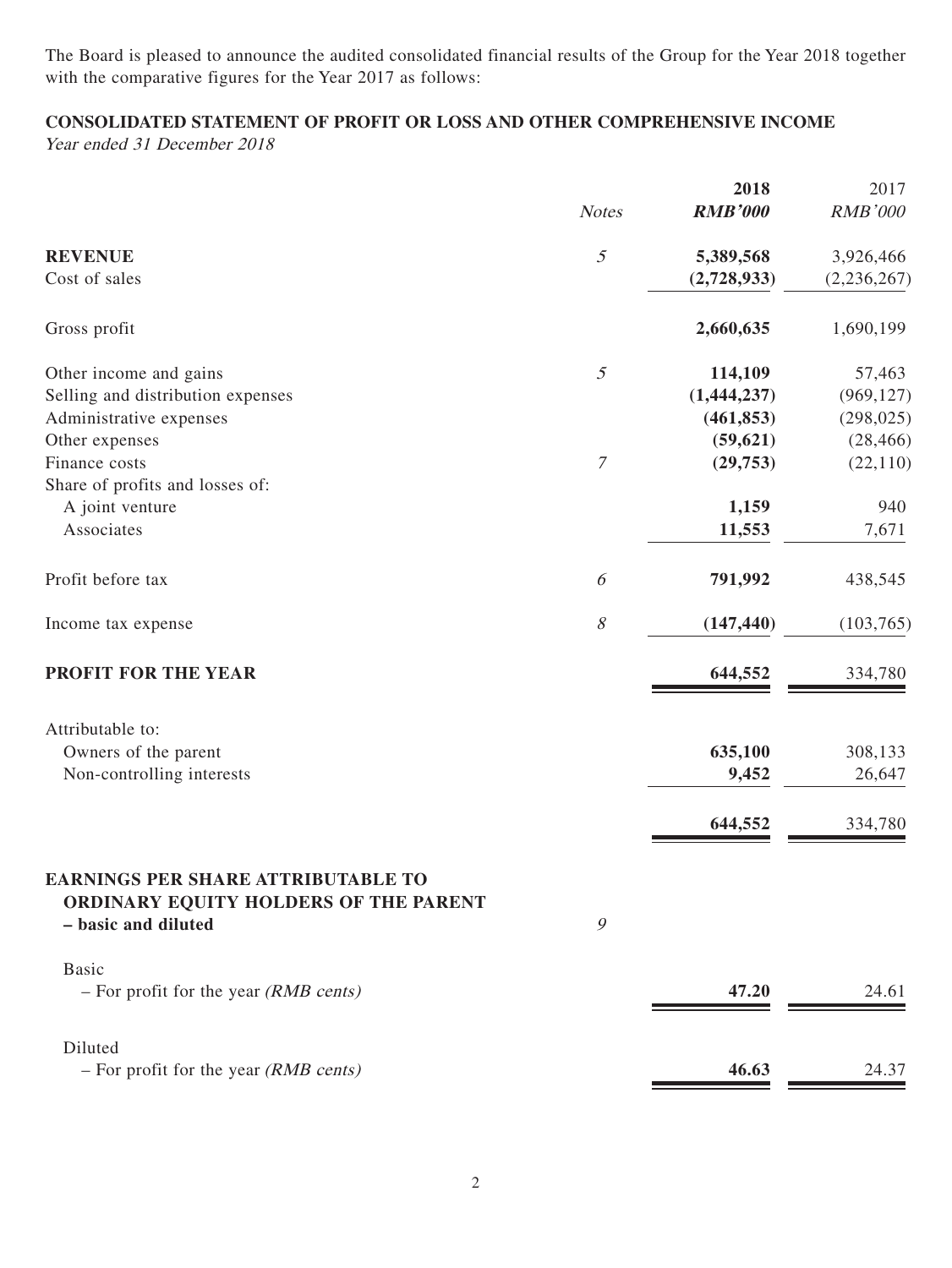The Board is pleased to announce the audited consolidated financial results of the Group for the Year 2018 together with the comparative figures for the Year 2017 as follows:

## CONSOLIDATED STATEMENT OF PROFIT OR LOSS AND OTHER COMPREHENSIVE INCOME

*Year ended 31 December 2018*

| | *Notes* | **2018** **RMB'000** | 2017 RMB'000 |
|---|---|---|---|
| **REVENUE** | *5* | **5,389,568** | 3,926,466 |
| Cost of sales | | **(2,728,933)** | (2,236,267) |
| Gross profit | | **2,660,635** | 1,690,199 |
| Other income and gains | *5* | **114,109** | 57,463 |
| Selling and distribution expenses | | **(1,444,237)** | (969,127) |
| Administrative expenses | | **(461,853)** | (298,025) |
| Other expenses | | **(59,621)** | (28,466) |
| Finance costs | *7* | **(29,753)** | (22,110) |
| Share of profits and losses of: | | | |
| A joint venture | | **1,159** | 940 |
| Associates | | **11,553** | 7,671 |
| Profit before tax | *6* | **791,992** | 438,545 |
| Income tax expense | *8* | **(147,440)** | (103,765) |
| **PROFIT FOR THE YEAR** | | **644,552** | 334,780 |
| Attributable to: | | | |
| Owners of the parent | | **635,100** | 308,133 |
| Non-controlling interests | | **9,452** | 26,647 |
| | | **644,552** | 334,780 |
| **EARNINGS PER SHARE ATTRIBUTABLE TO ORDINARY EQUITY HOLDERS OF THE PARENT – basic and diluted** | *9* | | |
| Basic | | | |
| – For profit for the year *(RMB cents)* | | **47.20** | 24.61 |
| Diluted | | | |
| – For profit for the year *(RMB cents)* | | **46.63** | 24.37 |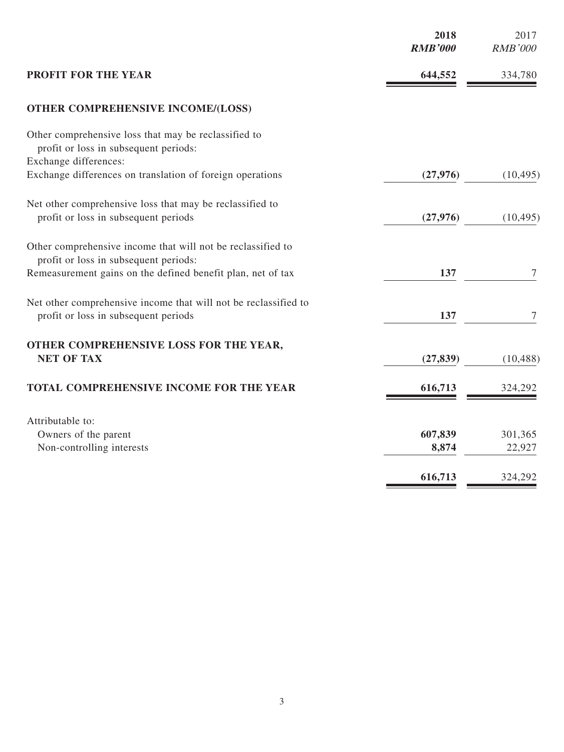| | 2018 | 2017 |
|---|---|---|
| | ***RMB'000*** | *RMB'000* |
| **PROFIT FOR THE YEAR** | **644,552** | 334,780 |
| **OTHER COMPREHENSIVE INCOME/(LOSS)** | | |
| Other comprehensive loss that may be reclassified to profit or loss in subsequent periods: | | |
| Exchange differences: | | |
| Exchange differences on translation of foreign operations | **(27,976)** | (10,495) |
| Net other comprehensive loss that may be reclassified to profit or loss in subsequent periods | **(27,976)** | (10,495) |
| Other comprehensive income that will not be reclassified to profit or loss in subsequent periods: | | |
| Remeasurement gains on the defined benefit plan, net of tax | **137** | 7 |
| Net other comprehensive income that will not be reclassified to profit or loss in subsequent periods | **137** | 7 |
| **OTHER COMPREHENSIVE LOSS FOR THE YEAR, NET OF TAX** | **(27,839)** | (10,488) |
| **TOTAL COMPREHENSIVE INCOME FOR THE YEAR** | **616,713** | 324,292 |
| Attributable to: | | |
| Owners of the parent | **607,839** | 301,365 |
| Non-controlling interests | **8,874** | 22,927 |
| | **616,713** | 324,292 |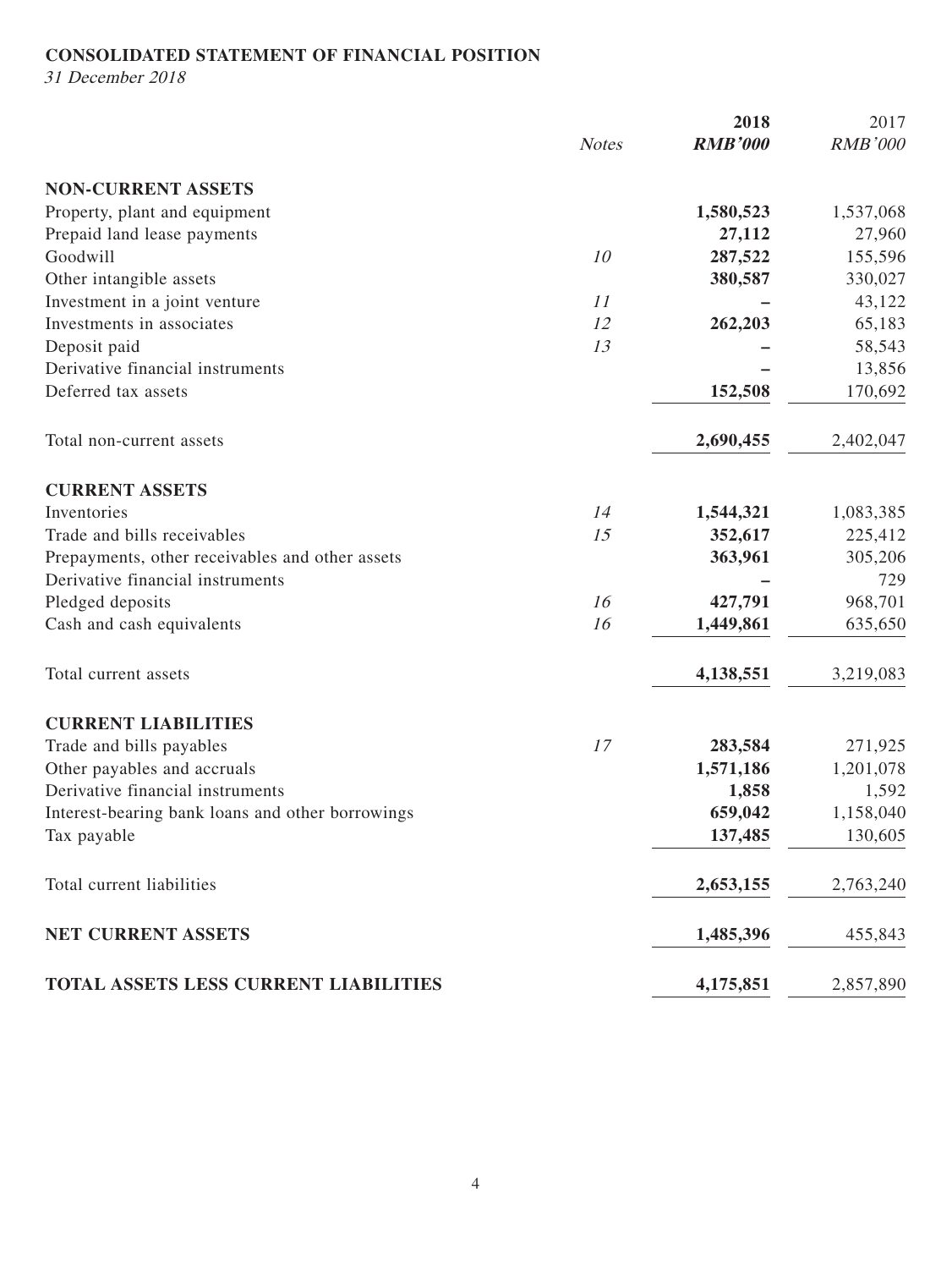**CONSOLIDATED STATEMENT OF FINANCIAL POSITION**

*31 December 2018*

| | *Notes* | **2018** | 2017 |
|---|---|---|---|
| | | ***RMB'000*** | *RMB'000* |
| **NON-CURRENT ASSETS** | | | |
| Property, plant and equipment | | **1,580,523** | 1,537,068 |
| Prepaid land lease payments | | **27,112** | 27,960 |
| Goodwill | *10* | **287,522** | 155,596 |
| Other intangible assets | | **380,587** | 330,027 |
| Investment in a joint venture | *11* | **–** | 43,122 |
| Investments in associates | *12* | **262,203** | 65,183 |
| Deposit paid | *13* | **–** | 58,543 |
| Derivative financial instruments | | **–** | 13,856 |
| Deferred tax assets | | **152,508** | 170,692 |
| Total non-current assets | | **2,690,455** | 2,402,047 |
| **CURRENT ASSETS** | | | |
| Inventories | *14* | **1,544,321** | 1,083,385 |
| Trade and bills receivables | *15* | **352,617** | 225,412 |
| Prepayments, other receivables and other assets | | **363,961** | 305,206 |
| Derivative financial instruments | | **–** | 729 |
| Pledged deposits | *16* | **427,791** | 968,701 |
| Cash and cash equivalents | *16* | **1,449,861** | 635,650 |
| Total current assets | | **4,138,551** | 3,219,083 |
| **CURRENT LIABILITIES** | | | |
| Trade and bills payables | *17* | **283,584** | 271,925 |
| Other payables and accruals | | **1,571,186** | 1,201,078 |
| Derivative financial instruments | | **1,858** | 1,592 |
| Interest-bearing bank loans and other borrowings | | **659,042** | 1,158,040 |
| Tax payable | | **137,485** | 130,605 |
| Total current liabilities | | **2,653,155** | 2,763,240 |
| **NET CURRENT ASSETS** | | **1,485,396** | 455,843 |
| **TOTAL ASSETS LESS CURRENT LIABILITIES** | | **4,175,851** | 2,857,890 |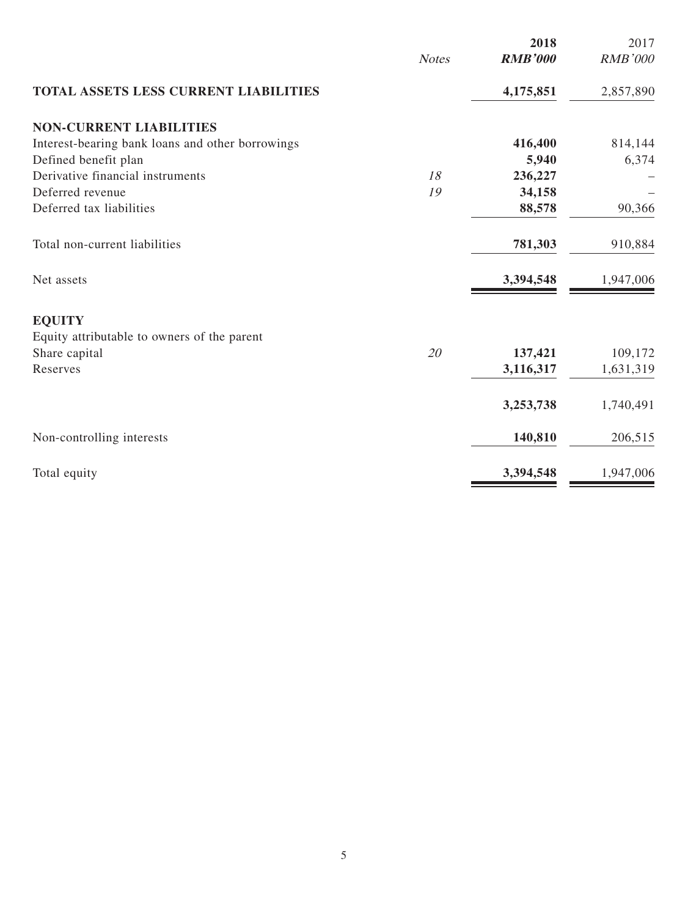| | *Notes* | **2018** **RMB'000** | 2017 RMB'000 |
|---|---|---|---|
| **TOTAL ASSETS LESS CURRENT LIABILITIES** | | **4,175,851** | 2,857,890 |
| **NON-CURRENT LIABILITIES** | | | |
| Interest-bearing bank loans and other borrowings | | **416,400** | 814,144 |
| Defined benefit plan | | **5,940** | 6,374 |
| Derivative financial instruments | *18* | **236,227** | – |
| Deferred revenue | *19* | **34,158** | – |
| Deferred tax liabilities | | **88,578** | 90,366 |
| Total non-current liabilities | | **781,303** | 910,884 |
| Net assets | | **3,394,548** | 1,947,006 |
| **EQUITY** | | | |
| Equity attributable to owners of the parent | | | |
| Share capital | *20* | **137,421** | 109,172 |
| Reserves | | **3,116,317** | 1,631,319 |
| | | **3,253,738** | 1,740,491 |
| Non-controlling interests | | **140,810** | 206,515 |
| Total equity | | **3,394,548** | 1,947,006 |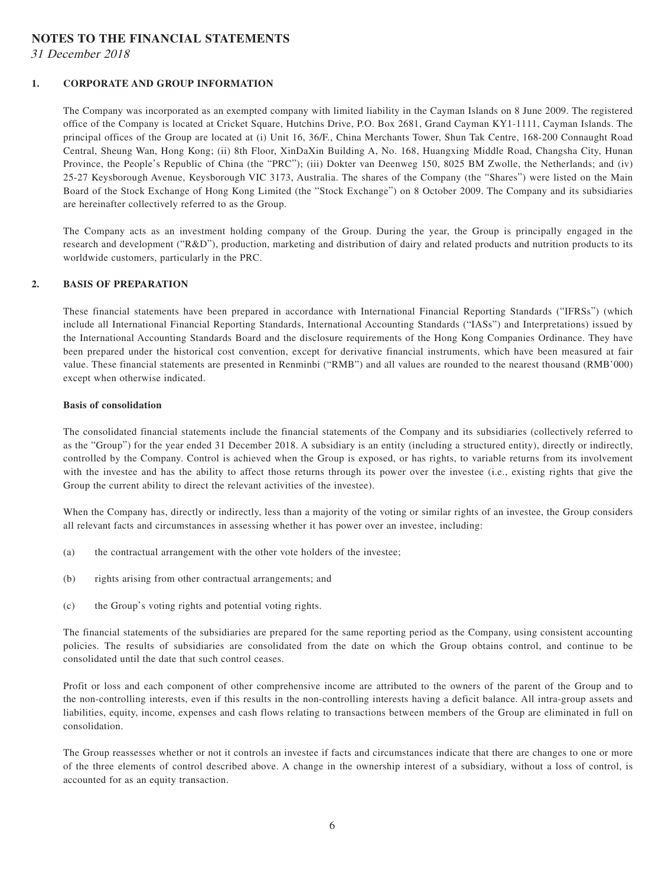# NOTES TO THE FINANCIAL STATEMENTS

*31 December 2018*

## 1. CORPORATE AND GROUP INFORMATION

The Company was incorporated as an exempted company with limited liability in the Cayman Islands on 8 June 2009. The registered office of the Company is located at Cricket Square, Hutchins Drive, P.O. Box 2681, Grand Cayman KY1-1111, Cayman Islands. The principal offices of the Group are located at (i) Unit 16, 36/F., China Merchants Tower, Shun Tak Centre, 168-200 Connaught Road Central, Sheung Wan, Hong Kong; (ii) 8th Floor, XinDaXin Building A, No. 168, Huangxing Middle Road, Changsha City, Hunan Province, the People's Republic of China (the "PRC"); (iii) Dokter van Deenweg 150, 8025 BM Zwolle, the Netherlands; and (iv) 25-27 Keysborough Avenue, Keysborough VIC 3173, Australia. The shares of the Company (the "Shares") were listed on the Main Board of the Stock Exchange of Hong Kong Limited (the "Stock Exchange") on 8 October 2009. The Company and its subsidiaries are hereinafter collectively referred to as the Group.

The Company acts as an investment holding company of the Group. During the year, the Group is principally engaged in the research and development ("R&D"), production, marketing and distribution of dairy and related products and nutrition products to its worldwide customers, particularly in the PRC.

## 2. BASIS OF PREPARATION

These financial statements have been prepared in accordance with International Financial Reporting Standards ("IFRSs") (which include all International Financial Reporting Standards, International Accounting Standards ("IASs") and Interpretations) issued by the International Accounting Standards Board and the disclosure requirements of the Hong Kong Companies Ordinance. They have been prepared under the historical cost convention, except for derivative financial instruments, which have been measured at fair value. These financial statements are presented in Renminbi ("RMB") and all values are rounded to the nearest thousand (RMB'000) except when otherwise indicated.

**Basis of consolidation**

The consolidated financial statements include the financial statements of the Company and its subsidiaries (collectively referred to as the "Group") for the year ended 31 December 2018. A subsidiary is an entity (including a structured entity), directly or indirectly, controlled by the Company. Control is achieved when the Group is exposed, or has rights, to variable returns from its involvement with the investee and has the ability to affect those returns through its power over the investee (i.e., existing rights that give the Group the current ability to direct the relevant activities of the investee).

When the Company has, directly or indirectly, less than a majority of the voting or similar rights of an investee, the Group considers all relevant facts and circumstances in assessing whether it has power over an investee, including:

(a) the contractual arrangement with the other vote holders of the investee;

(b) rights arising from other contractual arrangements; and

(c) the Group's voting rights and potential voting rights.

The financial statements of the subsidiaries are prepared for the same reporting period as the Company, using consistent accounting policies. The results of subsidiaries are consolidated from the date on which the Group obtains control, and continue to be consolidated until the date that such control ceases.

Profit or loss and each component of other comprehensive income are attributed to the owners of the parent of the Group and to the non-controlling interests, even if this results in the non-controlling interests having a deficit balance. All intra-group assets and liabilities, equity, income, expenses and cash flows relating to transactions between members of the Group are eliminated in full on consolidation.

The Group reassesses whether or not it controls an investee if facts and circumstances indicate that there are changes to one or more of the three elements of control described above. A change in the ownership interest of a subsidiary, without a loss of control, is accounted for as an equity transaction.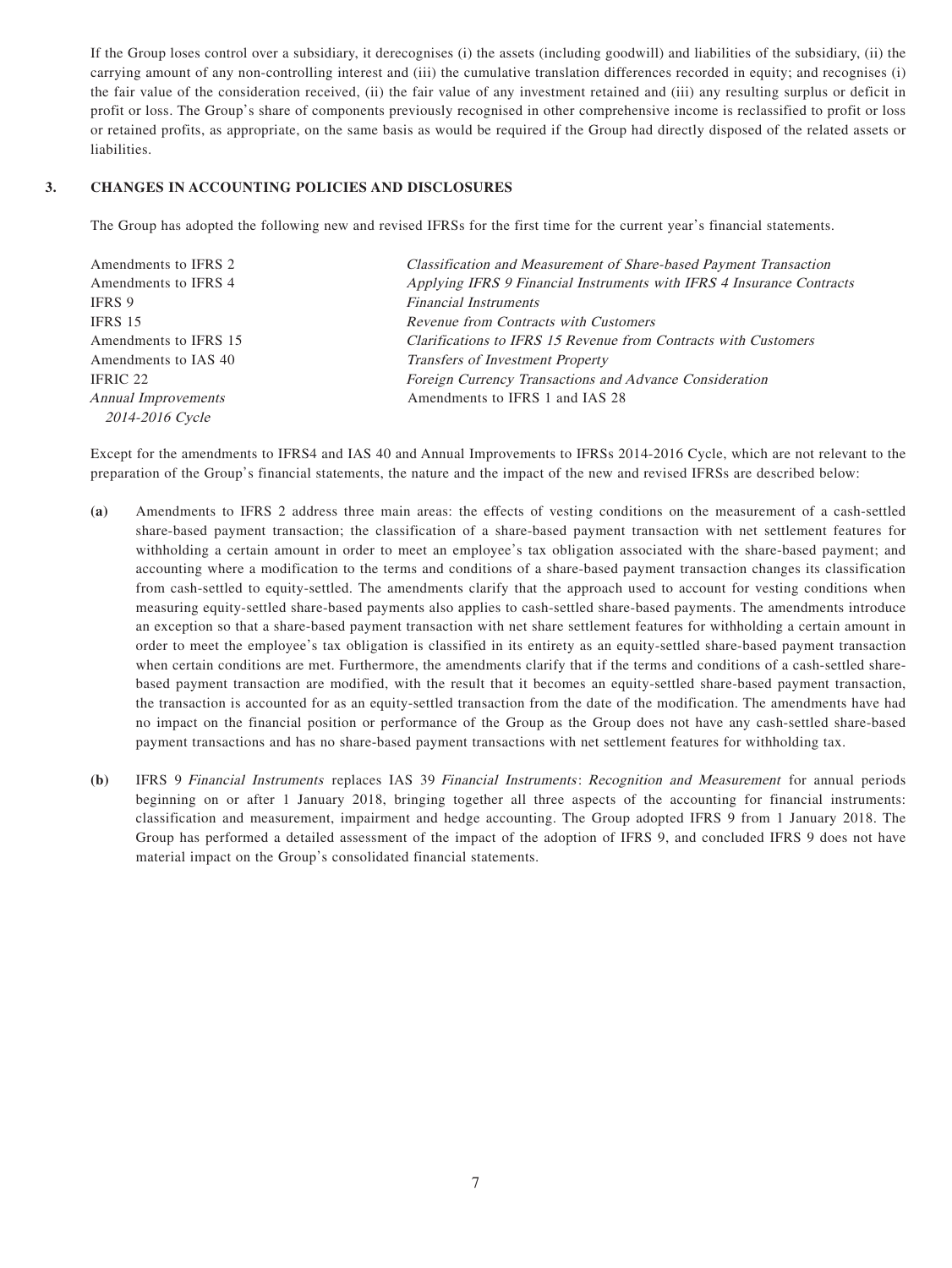If the Group loses control over a subsidiary, it derecognises (i) the assets (including goodwill) and liabilities of the subsidiary, (ii) the carrying amount of any non-controlling interest and (iii) the cumulative translation differences recorded in equity; and recognises (i) the fair value of the consideration received, (ii) the fair value of any investment retained and (iii) any resulting surplus or deficit in profit or loss. The Group's share of components previously recognised in other comprehensive income is reclassified to profit or loss or retained profits, as appropriate, on the same basis as would be required if the Group had directly disposed of the related assets or liabilities.

## 3. CHANGES IN ACCOUNTING POLICIES AND DISCLOSURES

The Group has adopted the following new and revised IFRSs for the first time for the current year's financial statements.

| | |
|---|---|
| Amendments to IFRS 2 | *Classification and Measurement of Share-based Payment Transaction* |
| Amendments to IFRS 4 | *Applying IFRS 9 Financial Instruments with IFRS 4 Insurance Contracts* |
| IFRS 9 | *Financial Instruments* |
| IFRS 15 | *Revenue from Contracts with Customers* |
| Amendments to IFRS 15 | *Clarifications to IFRS 15 Revenue from Contracts with Customers* |
| Amendments to IAS 40 | *Transfers of Investment Property* |
| IFRIC 22 | *Foreign Currency Transactions and Advance Consideration* |
| *Annual Improvements 2014-2016 Cycle* | Amendments to IFRS 1 and IAS 28 |

Except for the amendments to IFRS4 and IAS 40 and Annual Improvements to IFRSs 2014-2016 Cycle, which are not relevant to the preparation of the Group's financial statements, the nature and the impact of the new and revised IFRSs are described below:

**(a)** Amendments to IFRS 2 address three main areas: the effects of vesting conditions on the measurement of a cash-settled share-based payment transaction; the classification of a share-based payment transaction with net settlement features for withholding a certain amount in order to meet an employee's tax obligation associated with the share-based payment; and accounting where a modification to the terms and conditions of a share-based payment transaction changes its classification from cash-settled to equity-settled. The amendments clarify that the approach used to account for vesting conditions when measuring equity-settled share-based payments also applies to cash-settled share-based payments. The amendments introduce an exception so that a share-based payment transaction with net share settlement features for withholding a certain amount in order to meet the employee's tax obligation is classified in its entirety as an equity-settled share-based payment transaction when certain conditions are met. Furthermore, the amendments clarify that if the terms and conditions of a cash-settled share-based payment transaction are modified, with the result that it becomes an equity-settled share-based payment transaction, the transaction is accounted for as an equity-settled transaction from the date of the modification. The amendments have had no impact on the financial position or performance of the Group as the Group does not have any cash-settled share-based payment transactions and has no share-based payment transactions with net settlement features for withholding tax.

**(b)** IFRS 9 *Financial Instruments* replaces IAS 39 *Financial Instruments*: *Recognition and Measurement* for annual periods beginning on or after 1 January 2018, bringing together all three aspects of the accounting for financial instruments: classification and measurement, impairment and hedge accounting. The Group adopted IFRS 9 from 1 January 2018. The Group has performed a detailed assessment of the impact of the adoption of IFRS 9, and concluded IFRS 9 does not have material impact on the Group's consolidated financial statements.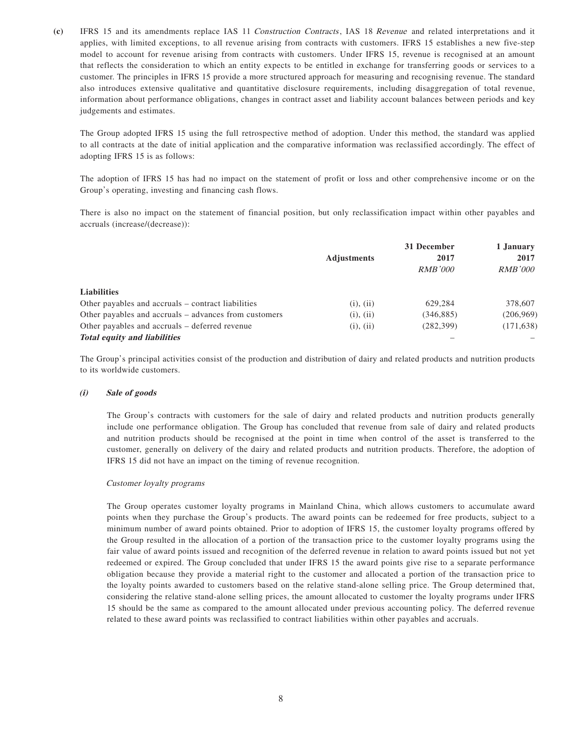**(c)** IFRS 15 and its amendments replace IAS 11 *Construction Contracts*, IAS 18 *Revenue* and related interpretations and it applies, with limited exceptions, to all revenue arising from contracts with customers. IFRS 15 establishes a new five-step model to account for revenue arising from contracts with customers. Under IFRS 15, revenue is recognised at an amount that reflects the consideration to which an entity expects to be entitled in exchange for transferring goods or services to a customer. The principles in IFRS 15 provide a more structured approach for measuring and recognising revenue. The standard also introduces extensive qualitative and quantitative disclosure requirements, including disaggregation of total revenue, information about performance obligations, changes in contract asset and liability account balances between periods and key judgements and estimates.

The Group adopted IFRS 15 using the full retrospective method of adoption. Under this method, the standard was applied to all contracts at the date of initial application and the comparative information was reclassified accordingly. The effect of adopting IFRS 15 is as follows:

The adoption of IFRS 15 has had no impact on the statement of profit or loss and other comprehensive income or on the Group's operating, investing and financing cash flows.

There is also no impact on the statement of financial position, but only reclassification impact within other payables and accruals (increase/(decrease)):

| | Adjustments | 31 December 2017 | 1 January 2017 |
|---|---|---|---|
| | | *RMB'000* | *RMB'000* |
| **Liabilities** | | | |
| Other payables and accruals – contract liabilities | (i), (ii) | 629,284 | 378,607 |
| Other payables and accruals – advances from customers | (i), (ii) | (346,885) | (206,969) |
| Other payables and accruals – deferred revenue | (i), (ii) | (282,399) | (171,638) |
| ***Total equity and liabilities*** | | – | – |

The Group's principal activities consist of the production and distribution of dairy and related products and nutrition products to its worldwide customers.

***(i) Sale of goods***

The Group's contracts with customers for the sale of dairy and related products and nutrition products generally include one performance obligation. The Group has concluded that revenue from sale of dairy and related products and nutrition products should be recognised at the point in time when control of the asset is transferred to the customer, generally on delivery of the dairy and related products and nutrition products. Therefore, the adoption of IFRS 15 did not have an impact on the timing of revenue recognition.

*Customer loyalty programs*

The Group operates customer loyalty programs in Mainland China, which allows customers to accumulate award points when they purchase the Group's products. The award points can be redeemed for free products, subject to a minimum number of award points obtained. Prior to adoption of IFRS 15, the customer loyalty programs offered by the Group resulted in the allocation of a portion of the transaction price to the customer loyalty programs using the fair value of award points issued and recognition of the deferred revenue in relation to award points issued but not yet redeemed or expired. The Group concluded that under IFRS 15 the award points give rise to a separate performance obligation because they provide a material right to the customer and allocated a portion of the transaction price to the loyalty points awarded to customers based on the relative stand-alone selling price. The Group determined that, considering the relative stand-alone selling prices, the amount allocated to customer the loyalty programs under IFRS 15 should be the same as compared to the amount allocated under previous accounting policy. The deferred revenue related to these award points was reclassified to contract liabilities within other payables and accruals.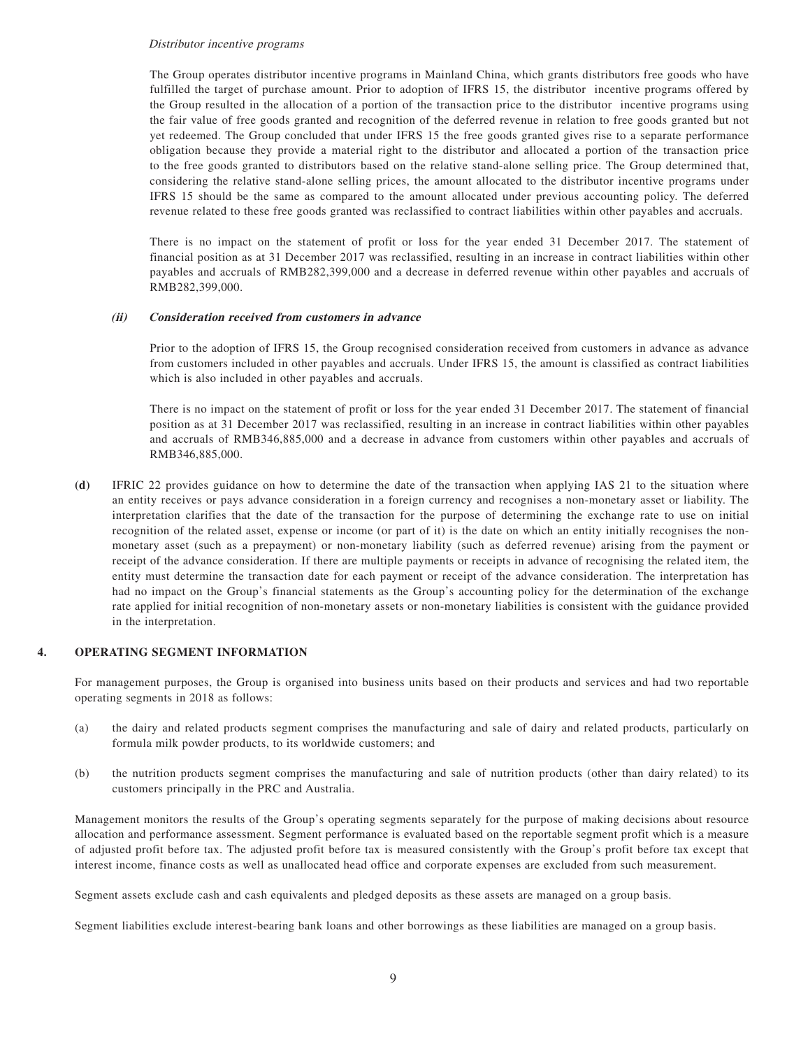*Distributor incentive programs*

The Group operates distributor incentive programs in Mainland China, which grants distributors free goods who have fulfilled the target of purchase amount. Prior to adoption of IFRS 15, the distributor incentive programs offered by the Group resulted in the allocation of a portion of the transaction price to the distributor incentive programs using the fair value of free goods granted and recognition of the deferred revenue in relation to free goods granted but not yet redeemed. The Group concluded that under IFRS 15 the free goods granted gives rise to a separate performance obligation because they provide a material right to the distributor and allocated a portion of the transaction price to the free goods granted to distributors based on the relative stand-alone selling price. The Group determined that, considering the relative stand-alone selling prices, the amount allocated to the distributor incentive programs under IFRS 15 should be the same as compared to the amount allocated under previous accounting policy. The deferred revenue related to these free goods granted was reclassified to contract liabilities within other payables and accruals.

There is no impact on the statement of profit or loss for the year ended 31 December 2017. The statement of financial position as at 31 December 2017 was reclassified, resulting in an increase in contract liabilities within other payables and accruals of RMB282,399,000 and a decrease in deferred revenue within other payables and accruals of RMB282,399,000.

***(ii) Consideration received from customers in advance***

Prior to the adoption of IFRS 15, the Group recognised consideration received from customers in advance as advance from customers included in other payables and accruals. Under IFRS 15, the amount is classified as contract liabilities which is also included in other payables and accruals.

There is no impact on the statement of profit or loss for the year ended 31 December 2017. The statement of financial position as at 31 December 2017 was reclassified, resulting in an increase in contract liabilities within other payables and accruals of RMB346,885,000 and a decrease in advance from customers within other payables and accruals of RMB346,885,000.

**(d)** IFRIC 22 provides guidance on how to determine the date of the transaction when applying IAS 21 to the situation where an entity receives or pays advance consideration in a foreign currency and recognises a non-monetary asset or liability. The interpretation clarifies that the date of the transaction for the purpose of determining the exchange rate to use on initial recognition of the related asset, expense or income (or part of it) is the date on which an entity initially recognises the non-monetary asset (such as a prepayment) or non-monetary liability (such as deferred revenue) arising from the payment or receipt of the advance consideration. If there are multiple payments or receipts in advance of recognising the related item, the entity must determine the transaction date for each payment or receipt of the advance consideration. The interpretation has had no impact on the Group's financial statements as the Group's accounting policy for the determination of the exchange rate applied for initial recognition of non-monetary assets or non-monetary liabilities is consistent with the guidance provided in the interpretation.

## 4. OPERATING SEGMENT INFORMATION

For management purposes, the Group is organised into business units based on their products and services and had two reportable operating segments in 2018 as follows:

(a) the dairy and related products segment comprises the manufacturing and sale of dairy and related products, particularly on formula milk powder products, to its worldwide customers; and

(b) the nutrition products segment comprises the manufacturing and sale of nutrition products (other than dairy related) to its customers principally in the PRC and Australia.

Management monitors the results of the Group's operating segments separately for the purpose of making decisions about resource allocation and performance assessment. Segment performance is evaluated based on the reportable segment profit which is a measure of adjusted profit before tax. The adjusted profit before tax is measured consistently with the Group's profit before tax except that interest income, finance costs as well as unallocated head office and corporate expenses are excluded from such measurement.

Segment assets exclude cash and cash equivalents and pledged deposits as these assets are managed on a group basis.

Segment liabilities exclude interest-bearing bank loans and other borrowings as these liabilities are managed on a group basis.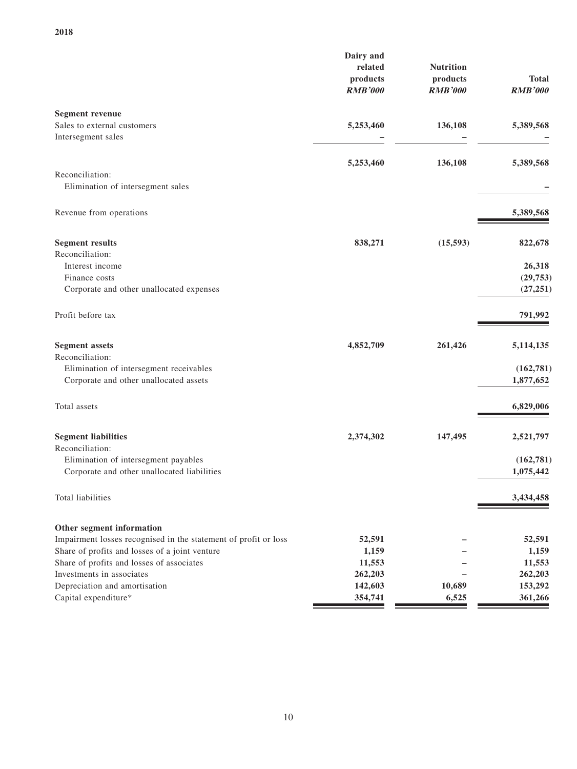**2018**

| | Dairy and related products RMB'000 | Nutrition products RMB'000 | Total RMB'000 |
|---|---|---|---|
| **Segment revenue** | | | |
| Sales to external customers | 5,253,460 | 136,108 | 5,389,568 |
| Intersegment sales | – | – | – |
| | 5,253,460 | 136,108 | 5,389,568 |
| Reconciliation: | | | |
| Elimination of intersegment sales | | | – |
| Revenue from operations | | | 5,389,568 |
| **Segment results** | 838,271 | (15,593) | 822,678 |
| Reconciliation: | | | |
| Interest income | | | 26,318 |
| Finance costs | | | (29,753) |
| Corporate and other unallocated expenses | | | (27,251) |
| Profit before tax | | | 791,992 |
| **Segment assets** | 4,852,709 | 261,426 | 5,114,135 |
| Reconciliation: | | | |
| Elimination of intersegment receivables | | | (162,781) |
| Corporate and other unallocated assets | | | 1,877,652 |
| Total assets | | | 6,829,006 |
| **Segment liabilities** | 2,374,302 | 147,495 | 2,521,797 |
| Reconciliation: | | | |
| Elimination of intersegment payables | | | (162,781) |
| Corporate and other unallocated liabilities | | | 1,075,442 |
| Total liabilities | | | 3,434,458 |
| **Other segment information** | | | |
| Impairment losses recognised in the statement of profit or loss | 52,591 | – | 52,591 |
| Share of profits and losses of a joint venture | 1,159 | – | 1,159 |
| Share of profits and losses of associates | 11,553 | – | 11,553 |
| Investments in associates | 262,203 | – | 262,203 |
| Depreciation and amortisation | 142,603 | 10,689 | 153,292 |
| Capital expenditure* | 354,741 | 6,525 | 361,266 |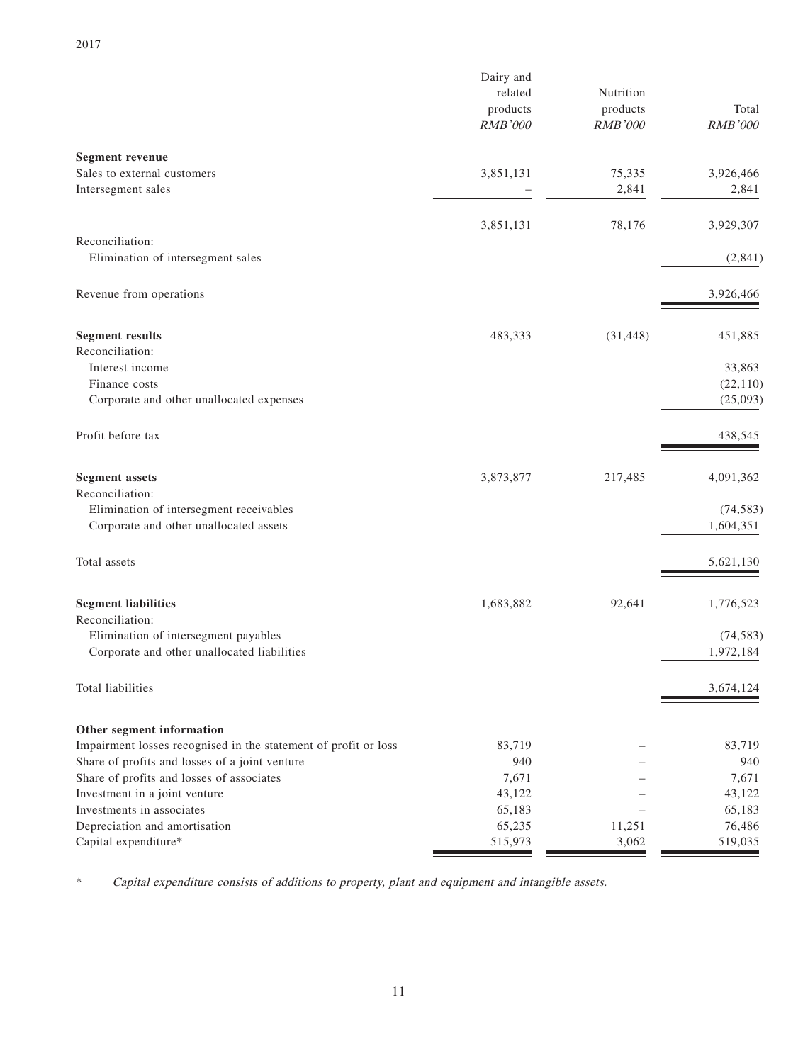2017

| | Dairy and related products *RMB'000* | Nutrition products *RMB'000* | Total *RMB'000* |
|---|---|---|---|
| **Segment revenue** | | | |
| Sales to external customers | 3,851,131 | 75,335 | 3,926,466 |
| Intersegment sales | – | 2,841 | 2,841 |
| | 3,851,131 | 78,176 | 3,929,307 |
| Reconciliation: | | | |
| Elimination of intersegment sales | | | (2,841) |
| Revenue from operations | | | 3,926,466 |
| **Segment results** | 483,333 | (31,448) | 451,885 |
| Reconciliation: | | | |
| Interest income | | | 33,863 |
| Finance costs | | | (22,110) |
| Corporate and other unallocated expenses | | | (25,093) |
| Profit before tax | | | 438,545 |
| **Segment assets** | 3,873,877 | 217,485 | 4,091,362 |
| Reconciliation: | | | |
| Elimination of intersegment receivables | | | (74,583) |
| Corporate and other unallocated assets | | | 1,604,351 |
| Total assets | | | 5,621,130 |
| **Segment liabilities** | 1,683,882 | 92,641 | 1,776,523 |
| Reconciliation: | | | |
| Elimination of intersegment payables | | | (74,583) |
| Corporate and other unallocated liabilities | | | 1,972,184 |
| Total liabilities | | | 3,674,124 |
| **Other segment information** | | | |
| Impairment losses recognised in the statement of profit or loss | 83,719 | – | 83,719 |
| Share of profits and losses of a joint venture | 940 | – | 940 |
| Share of profits and losses of associates | 7,671 | – | 7,671 |
| Investment in a joint venture | 43,122 | – | 43,122 |
| Investments in associates | 65,183 | – | 65,183 |
| Depreciation and amortisation | 65,235 | 11,251 | 76,486 |
| Capital expenditure* | 515,973 | 3,062 | 519,035 |

\* *Capital expenditure consists of additions to property, plant and equipment and intangible assets.*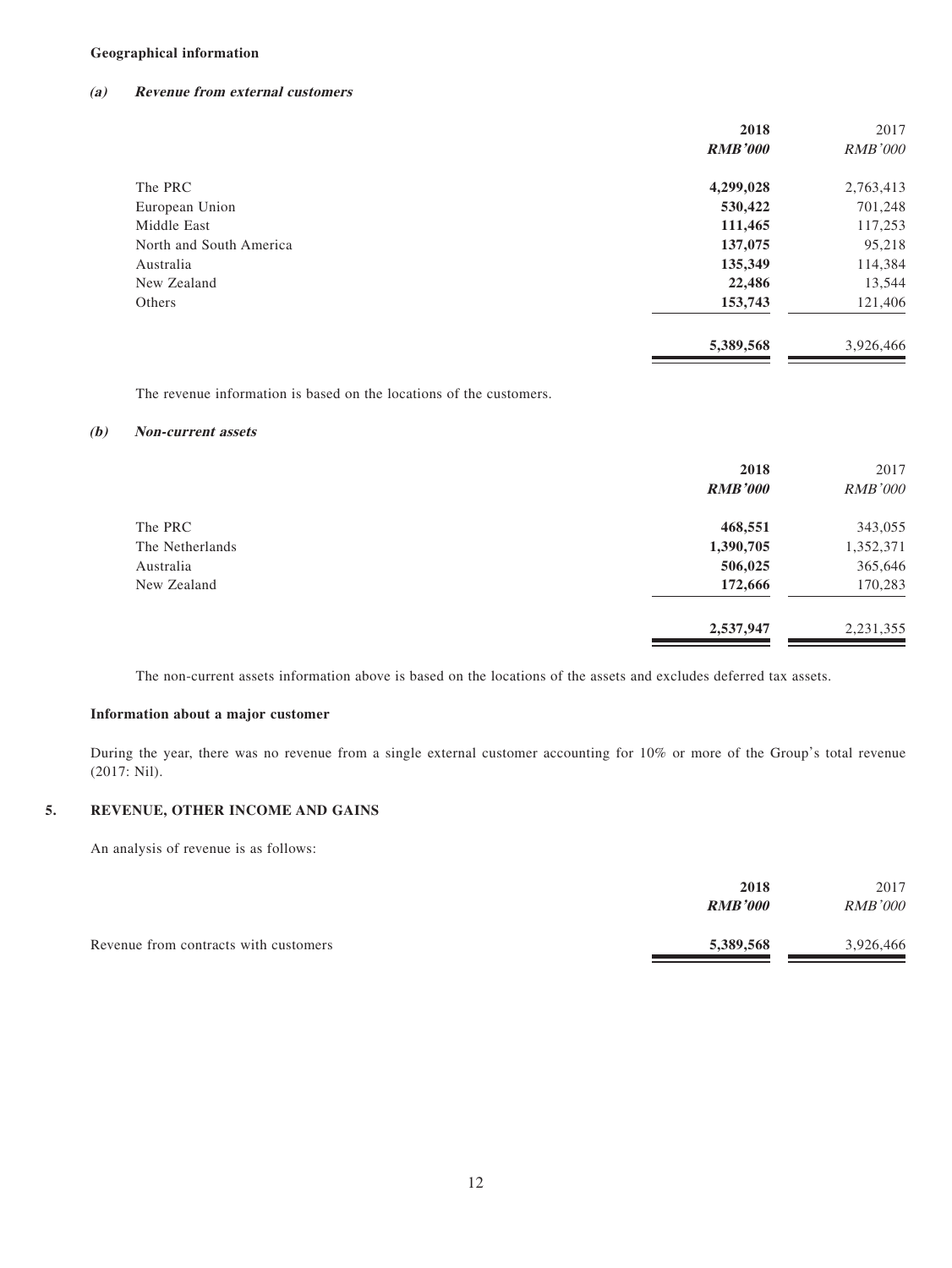**Geographical information**

***(a) Revenue from external customers***

| | **2018** | 2017 |
|---|---|---|
| | ***RMB'000*** | *RMB'000* |
| The PRC | **4,299,028** | 2,763,413 |
| European Union | **530,422** | 701,248 |
| Middle East | **111,465** | 117,253 |
| North and South America | **137,075** | 95,218 |
| Australia | **135,349** | 114,384 |
| New Zealand | **22,486** | 13,544 |
| Others | **153,743** | 121,406 |
| | **5,389,568** | 3,926,466 |

The revenue information is based on the locations of the customers.

***(b) Non-current assets***

| | **2018** | 2017 |
|---|---|---|
| | ***RMB'000*** | *RMB'000* |
| The PRC | **468,551** | 343,055 |
| The Netherlands | **1,390,705** | 1,352,371 |
| Australia | **506,025** | 365,646 |
| New Zealand | **172,666** | 170,283 |
| | **2,537,947** | 2,231,355 |

The non-current assets information above is based on the locations of the assets and excludes deferred tax assets.

**Information about a major customer**

During the year, there was no revenue from a single external customer accounting for 10% or more of the Group's total revenue (2017: Nil).

## 5. REVENUE, OTHER INCOME AND GAINS

An analysis of revenue is as follows:

| | **2018** | 2017 |
|---|---|---|
| | ***RMB'000*** | *RMB'000* |
| Revenue from contracts with customers | **5,389,568** | 3,926,466 |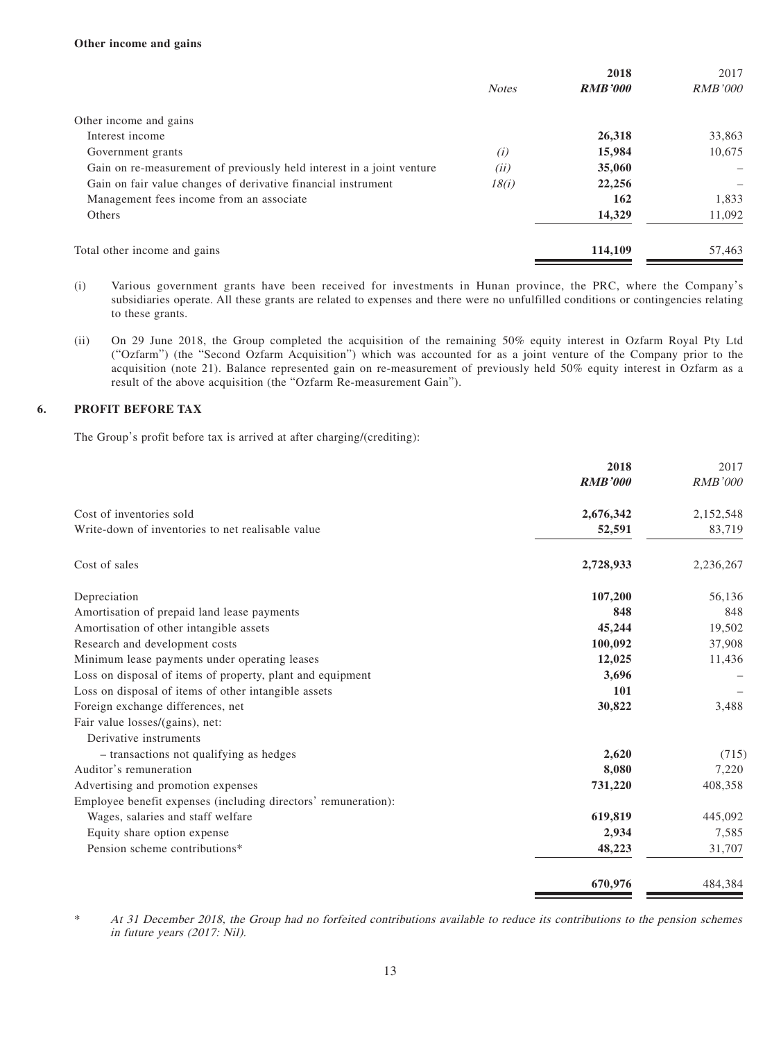**Other income and gains**

| | Notes | 2018 RMB'000 | 2017 RMB'000 |
|---|---|---|---|
| Other income and gains | | | |
| Interest income | | **26,318** | 33,863 |
| Government grants | *(i)* | **15,984** | 10,675 |
| Gain on re-measurement of previously held interest in a joint venture | *(ii)* | **35,060** | – |
| Gain on fair value changes of derivative financial instrument | *18(i)* | **22,256** | – |
| Management fees income from an associate | | **162** | 1,833 |
| Others | | **14,329** | 11,092 |
| Total other income and gains | | **114,109** | 57,463 |

(i) Various government grants have been received for investments in Hunan province, the PRC, where the Company's subsidiaries operate. All these grants are related to expenses and there were no unfulfilled conditions or contingencies relating to these grants.

(ii) On 29 June 2018, the Group completed the acquisition of the remaining 50% equity interest in Ozfarm Royal Pty Ltd ("Ozfarm") (the "Second Ozfarm Acquisition") which was accounted for as a joint venture of the Company prior to the acquisition (note 21). Balance represented gain on re-measurement of previously held 50% equity interest in Ozfarm as a result of the above acquisition (the "Ozfarm Re-measurement Gain").

## 6. PROFIT BEFORE TAX

The Group's profit before tax is arrived at after charging/(crediting):

| | 2018 RMB'000 | 2017 RMB'000 |
|---|---|---|
| Cost of inventories sold | **2,676,342** | 2,152,548 |
| Write-down of inventories to net realisable value | **52,591** | 83,719 |
| Cost of sales | **2,728,933** | 2,236,267 |
| Depreciation | **107,200** | 56,136 |
| Amortisation of prepaid land lease payments | **848** | 848 |
| Amortisation of other intangible assets | **45,244** | 19,502 |
| Research and development costs | **100,092** | 37,908 |
| Minimum lease payments under operating leases | **12,025** | 11,436 |
| Loss on disposal of items of property, plant and equipment | **3,696** | – |
| Loss on disposal of items of other intangible assets | **101** | – |
| Foreign exchange differences, net | **30,822** | 3,488 |
| Fair value losses/(gains), net: | | |
| Derivative instruments | | |
| – transactions not qualifying as hedges | **2,620** | (715) |
| Auditor's remuneration | **8,080** | 7,220 |
| Advertising and promotion expenses | **731,220** | 408,358 |
| Employee benefit expenses (including directors' remuneration): | | |
| Wages, salaries and staff welfare | **619,819** | 445,092 |
| Equity share option expense | **2,934** | 7,585 |
| Pension scheme contributions* | **48,223** | 31,707 |
| | **670,976** | 484,384 |

\* *At 31 December 2018, the Group had no forfeited contributions available to reduce its contributions to the pension schemes in future years (2017: Nil).*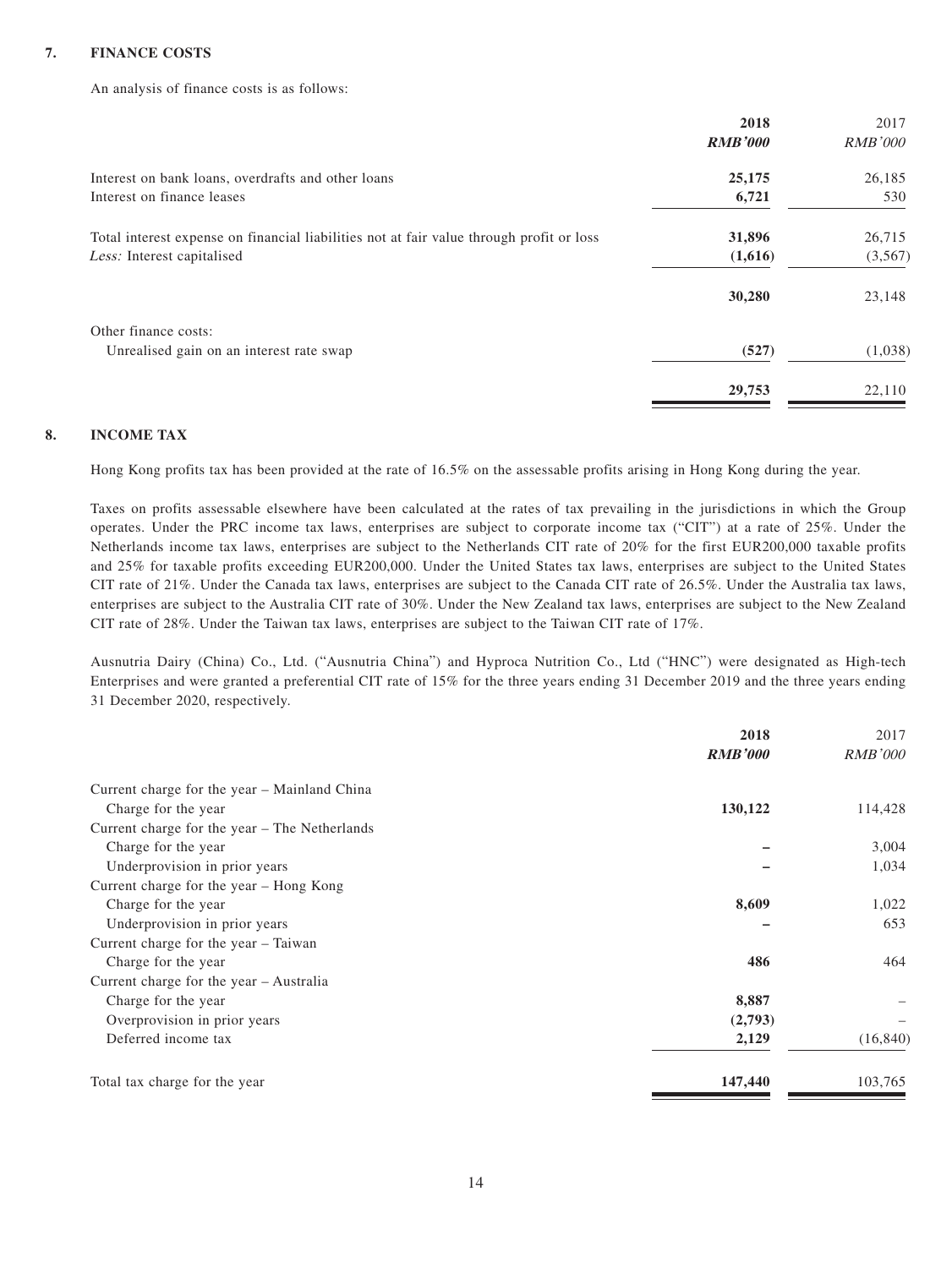### 7. FINANCE COSTS

An analysis of finance costs is as follows:

| | **2018** | 2017 |
|---|---|---|
| | ***RMB'000*** | *RMB'000* |
| Interest on bank loans, overdrafts and other loans | **25,175** | 26,185 |
| Interest on finance leases | **6,721** | 530 |
| Total interest expense on financial liabilities not at fair value through profit or loss | **31,896** | 26,715 |
| *Less:* Interest capitalised | **(1,616)** | (3,567) |
| | **30,280** | 23,148 |
| Other finance costs: | | |
| Unrealised gain on an interest rate swap | **(527)** | (1,038) |
| | **29,753** | 22,110 |

### 8. INCOME TAX

Hong Kong profits tax has been provided at the rate of 16.5% on the assessable profits arising in Hong Kong during the year.

Taxes on profits assessable elsewhere have been calculated at the rates of tax prevailing in the jurisdictions in which the Group operates. Under the PRC income tax laws, enterprises are subject to corporate income tax ("CIT") at a rate of 25%. Under the Netherlands income tax laws, enterprises are subject to the Netherlands CIT rate of 20% for the first EUR200,000 taxable profits and 25% for taxable profits exceeding EUR200,000. Under the United States tax laws, enterprises are subject to the United States CIT rate of 21%. Under the Canada tax laws, enterprises are subject to the Canada CIT rate of 26.5%. Under the Australia tax laws, enterprises are subject to the Australia CIT rate of 30%. Under the New Zealand tax laws, enterprises are subject to the New Zealand CIT rate of 28%. Under the Taiwan tax laws, enterprises are subject to the Taiwan CIT rate of 17%.

Ausnutria Dairy (China) Co., Ltd. ("Ausnutria China") and Hyproca Nutrition Co., Ltd ("HNC") were designated as High-tech Enterprises and were granted a preferential CIT rate of 15% for the three years ending 31 December 2019 and the three years ending 31 December 2020, respectively.

| | **2018** | 2017 |
|---|---|---|
| | ***RMB'000*** | *RMB'000* |
| Current charge for the year – Mainland China | | |
| Charge for the year | **130,122** | 114,428 |
| Current charge for the year – The Netherlands | | |
| Charge for the year | **–** | 3,004 |
| Underprovision in prior years | **–** | 1,034 |
| Current charge for the year – Hong Kong | | |
| Charge for the year | **8,609** | 1,022 |
| Underprovision in prior years | **–** | 653 |
| Current charge for the year – Taiwan | | |
| Charge for the year | **486** | 464 |
| Current charge for the year – Australia | | |
| Charge for the year | **8,887** | – |
| Overprovision in prior years | **(2,793)** | – |
| Deferred income tax | **2,129** | (16,840) |
| Total tax charge for the year | **147,440** | 103,765 |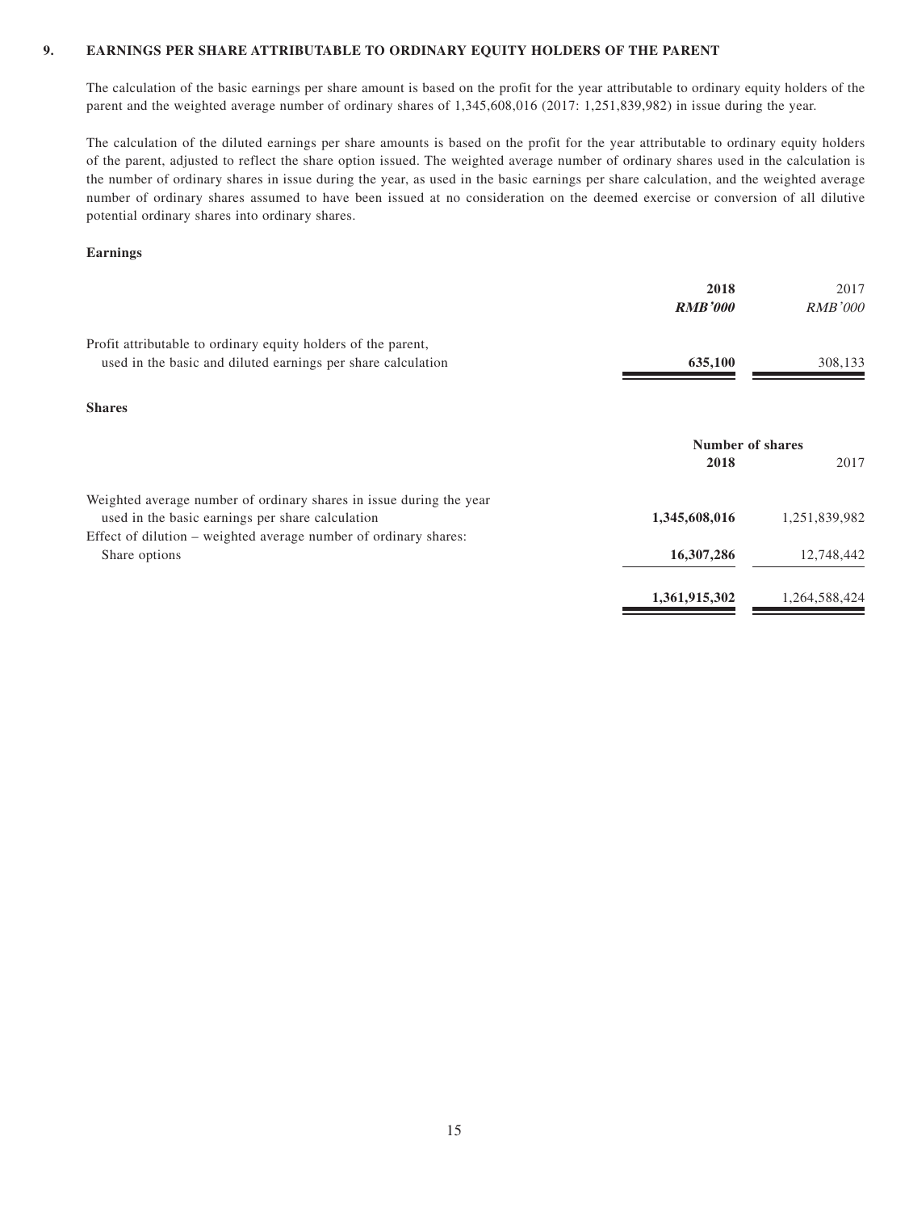## 9. EARNINGS PER SHARE ATTRIBUTABLE TO ORDINARY EQUITY HOLDERS OF THE PARENT

The calculation of the basic earnings per share amount is based on the profit for the year attributable to ordinary equity holders of the parent and the weighted average number of ordinary shares of 1,345,608,016 (2017: 1,251,839,982) in issue during the year.

The calculation of the diluted earnings per share amounts is based on the profit for the year attributable to ordinary equity holders of the parent, adjusted to reflect the share option issued. The weighted average number of ordinary shares used in the calculation is the number of ordinary shares in issue during the year, as used in the basic earnings per share calculation, and the weighted average number of ordinary shares assumed to have been issued at no consideration on the deemed exercise or conversion of all dilutive potential ordinary shares into ordinary shares.

**Earnings**

| | **2018** | 2017 |
|---|---|---|
| | ***RMB'000*** | *RMB'000* |
| Profit attributable to ordinary equity holders of the parent, used in the basic and diluted earnings per share calculation | **635,100** | 308,133 |

**Shares**

| | **Number of shares** | |
|---|---|---|
| | **2018** | 2017 |
| Weighted average number of ordinary shares in issue during the year used in the basic earnings per share calculation | **1,345,608,016** | 1,251,839,982 |
| Effect of dilution – weighted average number of ordinary shares: | | |
| Share options | **16,307,286** | 12,748,442 |
| | **1,361,915,302** | 1,264,588,424 |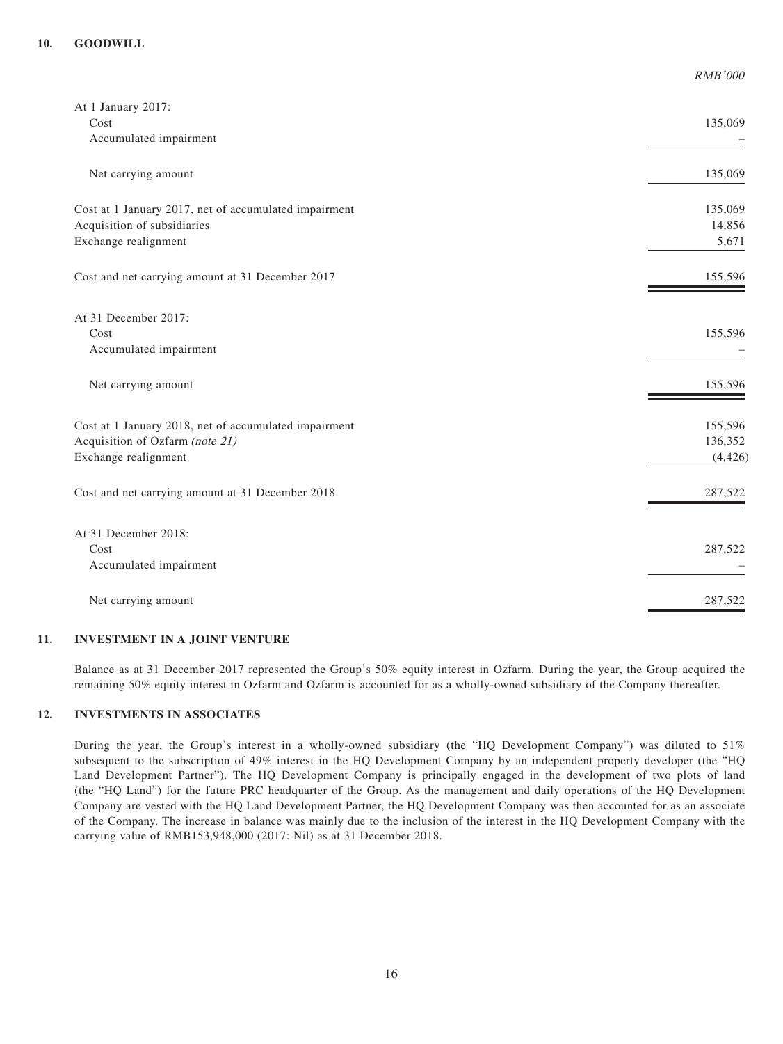## 10. GOODWILL

| | RMB'000 |
|---|---|
| At 1 January 2017: | |
| Cost | 135,069 |
| Accumulated impairment | – |
| Net carrying amount | 135,069 |
| Cost at 1 January 2017, net of accumulated impairment | 135,069 |
| Acquisition of subsidiaries | 14,856 |
| Exchange realignment | 5,671 |
| Cost and net carrying amount at 31 December 2017 | 155,596 |
| At 31 December 2017: | |
| Cost | 155,596 |
| Accumulated impairment | – |
| Net carrying amount | 155,596 |
| Cost at 1 January 2018, net of accumulated impairment | 155,596 |
| Acquisition of Ozfarm *(note 21)* | 136,352 |
| Exchange realignment | (4,426) |
| Cost and net carrying amount at 31 December 2018 | 287,522 |
| At 31 December 2018: | |
| Cost | 287,522 |
| Accumulated impairment | – |
| Net carrying amount | 287,522 |

## 11. INVESTMENT IN A JOINT VENTURE

Balance as at 31 December 2017 represented the Group's 50% equity interest in Ozfarm. During the year, the Group acquired the remaining 50% equity interest in Ozfarm and Ozfarm is accounted for as a wholly-owned subsidiary of the Company thereafter.

## 12. INVESTMENTS IN ASSOCIATES

During the year, the Group's interest in a wholly-owned subsidiary (the "HQ Development Company") was diluted to 51% subsequent to the subscription of 49% interest in the HQ Development Company by an independent property developer (the "HQ Land Development Partner"). The HQ Development Company is principally engaged in the development of two plots of land (the "HQ Land") for the future PRC headquarter of the Group. As the management and daily operations of the HQ Development Company are vested with the HQ Land Development Partner, the HQ Development Company was then accounted for as an associate of the Company. The increase in balance was mainly due to the inclusion of the interest in the HQ Development Company with the carrying value of RMB153,948,000 (2017: Nil) as at 31 December 2018.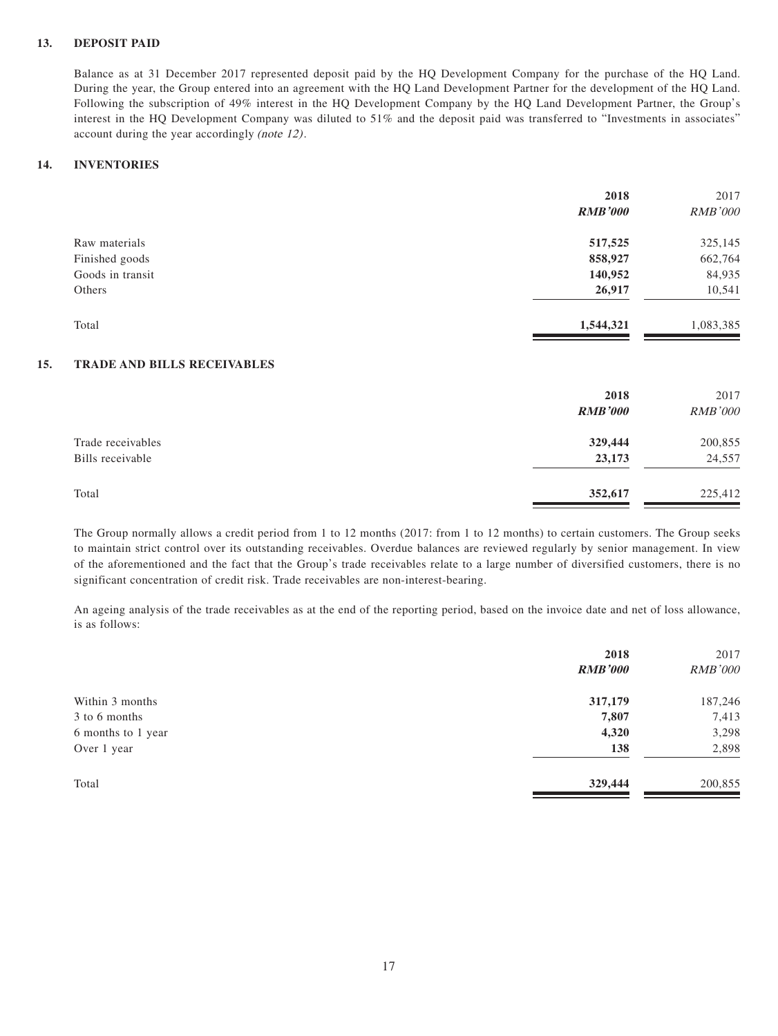## 13. DEPOSIT PAID

Balance as at 31 December 2017 represented deposit paid by the HQ Development Company for the purchase of the HQ Land. During the year, the Group entered into an agreement with the HQ Land Development Partner for the development of the HQ Land. Following the subscription of 49% interest in the HQ Development Company by the HQ Land Development Partner, the Group's interest in the HQ Development Company was diluted to 51% and the deposit paid was transferred to "Investments in associates" account during the year accordingly *(note 12)*.

## 14. INVENTORIES

| | **2018** | 2017 |
|---|---|---|
| | ***RMB'000*** | *RMB'000* |
| Raw materials | **517,525** | 325,145 |
| Finished goods | **858,927** | 662,764 |
| Goods in transit | **140,952** | 84,935 |
| Others | **26,917** | 10,541 |
| Total | **1,544,321** | 1,083,385 |

## 15. TRADE AND BILLS RECEIVABLES

| | **2018** | 2017 |
|---|---|---|
| | ***RMB'000*** | *RMB'000* |
| Trade receivables | **329,444** | 200,855 |
| Bills receivable | **23,173** | 24,557 |
| Total | **352,617** | 225,412 |

The Group normally allows a credit period from 1 to 12 months (2017: from 1 to 12 months) to certain customers. The Group seeks to maintain strict control over its outstanding receivables. Overdue balances are reviewed regularly by senior management. In view of the aforementioned and the fact that the Group's trade receivables relate to a large number of diversified customers, there is no significant concentration of credit risk. Trade receivables are non-interest-bearing.

An ageing analysis of the trade receivables as at the end of the reporting period, based on the invoice date and net of loss allowance, is as follows:

| | **2018** | 2017 |
|---|---|---|
| | ***RMB'000*** | *RMB'000* |
| Within 3 months | **317,179** | 187,246 |
| 3 to 6 months | **7,807** | 7,413 |
| 6 months to 1 year | **4,320** | 3,298 |
| Over 1 year | **138** | 2,898 |
| Total | **329,444** | 200,855 |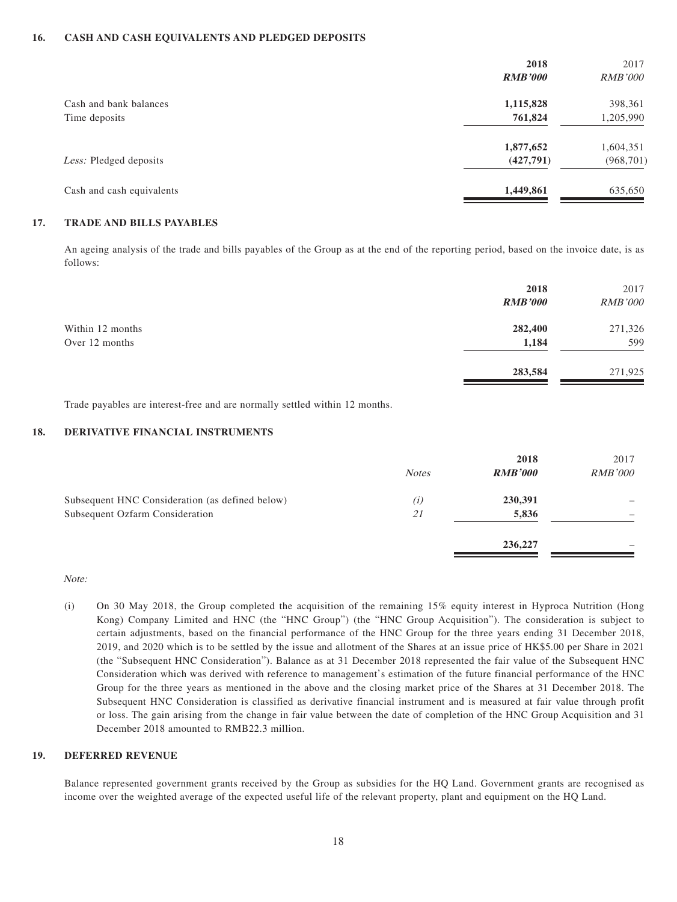## 16. CASH AND CASH EQUIVALENTS AND PLEDGED DEPOSITS

| | 2018 | 2017 |
|---|---|---|
| | ***RMB'000*** | *RMB'000* |
| Cash and bank balances | **1,115,828** | 398,361 |
| Time deposits | **761,824** | 1,205,990 |
| | **1,877,652** | 1,604,351 |
| *Less:* Pledged deposits | **(427,791)** | (968,701) |
| Cash and cash equivalents | **1,449,861** | 635,650 |

## 17. TRADE AND BILLS PAYABLES

An ageing analysis of the trade and bills payables of the Group as at the end of the reporting period, based on the invoice date, is as follows:

| | 2018 | 2017 |
|---|---|---|
| | ***RMB'000*** | *RMB'000* |
| Within 12 months | **282,400** | 271,326 |
| Over 12 months | **1,184** | 599 |
| | **283,584** | 271,925 |

Trade payables are interest-free and are normally settled within 12 months.

## 18. DERIVATIVE FINANCIAL INSTRUMENTS

| | *Notes* | 2018 | 2017 |
|---|---|---|---|
| | | ***RMB'000*** | *RMB'000* |
| Subsequent HNC Consideration (as defined below) | *(i)* | **230,391** | – |
| Subsequent Ozfarm Consideration | 21 | **5,836** | – |
| | | **236,227** | – |

*Note:*

(i) On 30 May 2018, the Group completed the acquisition of the remaining 15% equity interest in Hyproca Nutrition (Hong Kong) Company Limited and HNC (the "HNC Group") (the "HNC Group Acquisition"). The consideration is subject to certain adjustments, based on the financial performance of the HNC Group for the three years ending 31 December 2018, 2019, and 2020 which is to be settled by the issue and allotment of the Shares at an issue price of HK$5.00 per Share in 2021 (the "Subsequent HNC Consideration"). Balance as at 31 December 2018 represented the fair value of the Subsequent HNC Consideration which was derived with reference to management's estimation of the future financial performance of the HNC Group for the three years as mentioned in the above and the closing market price of the Shares at 31 December 2018. The Subsequent HNC Consideration is classified as derivative financial instrument and is measured at fair value through profit or loss. The gain arising from the change in fair value between the date of completion of the HNC Group Acquisition and 31 December 2018 amounted to RMB22.3 million.

## 19. DEFERRED REVENUE

Balance represented government grants received by the Group as subsidies for the HQ Land. Government grants are recognised as income over the weighted average of the expected useful life of the relevant property, plant and equipment on the HQ Land.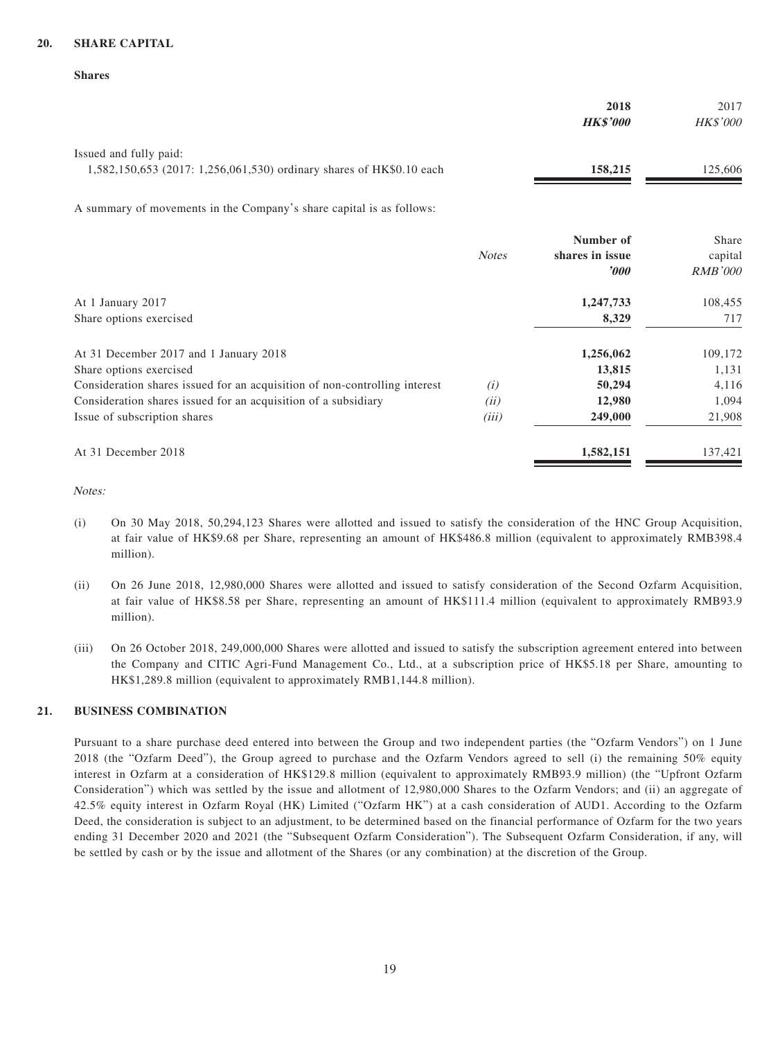### 20. SHARE CAPITAL

**Shares**

| | **2018** | 2017 |
|---|---|---|
| | ***HK$'000*** | *HK$'000* |
| Issued and fully paid: | | |
| 1,582,150,653 (2017: 1,256,061,530) ordinary shares of HK$0.10 each | **158,215** | 125,606 |

A summary of movements in the Company's share capital is as follows:

| | *Notes* | **Number of shares in issue** | Share capital |
|---|---|---|---|
| | | ***'000*** | *RMB'000* |
| At 1 January 2017 | | **1,247,733** | 108,455 |
| Share options exercised | | **8,329** | 717 |
| At 31 December 2017 and 1 January 2018 | | **1,256,062** | 109,172 |
| Share options exercised | | **13,815** | 1,131 |
| Consideration shares issued for an acquisition of non-controlling interest | *(i)* | **50,294** | 4,116 |
| Consideration shares issued for an acquisition of a subsidiary | *(ii)* | **12,980** | 1,094 |
| Issue of subscription shares | *(iii)* | **249,000** | 21,908 |
| At 31 December 2018 | | **1,582,151** | 137,421 |

*Notes:*

(i) On 30 May 2018, 50,294,123 Shares were allotted and issued to satisfy the consideration of the HNC Group Acquisition, at fair value of HK$9.68 per Share, representing an amount of HK$486.8 million (equivalent to approximately RMB398.4 million).

(ii) On 26 June 2018, 12,980,000 Shares were allotted and issued to satisfy consideration of the Second Ozfarm Acquisition, at fair value of HK$8.58 per Share, representing an amount of HK$111.4 million (equivalent to approximately RMB93.9 million).

(iii) On 26 October 2018, 249,000,000 Shares were allotted and issued to satisfy the subscription agreement entered into between the Company and CITIC Agri-Fund Management Co., Ltd., at a subscription price of HK$5.18 per Share, amounting to HK$1,289.8 million (equivalent to approximately RMB1,144.8 million).

### 21. BUSINESS COMBINATION

Pursuant to a share purchase deed entered into between the Group and two independent parties (the "Ozfarm Vendors") on 1 June 2018 (the "Ozfarm Deed"), the Group agreed to purchase and the Ozfarm Vendors agreed to sell (i) the remaining 50% equity interest in Ozfarm at a consideration of HK$129.8 million (equivalent to approximately RMB93.9 million) (the "Upfront Ozfarm Consideration") which was settled by the issue and allotment of 12,980,000 Shares to the Ozfarm Vendors; and (ii) an aggregate of 42.5% equity interest in Ozfarm Royal (HK) Limited ("Ozfarm HK") at a cash consideration of AUD1. According to the Ozfarm Deed, the consideration is subject to an adjustment, to be determined based on the financial performance of Ozfarm for the two years ending 31 December 2020 and 2021 (the "Subsequent Ozfarm Consideration"). The Subsequent Ozfarm Consideration, if any, will be settled by cash or by the issue and allotment of the Shares (or any combination) at the discretion of the Group.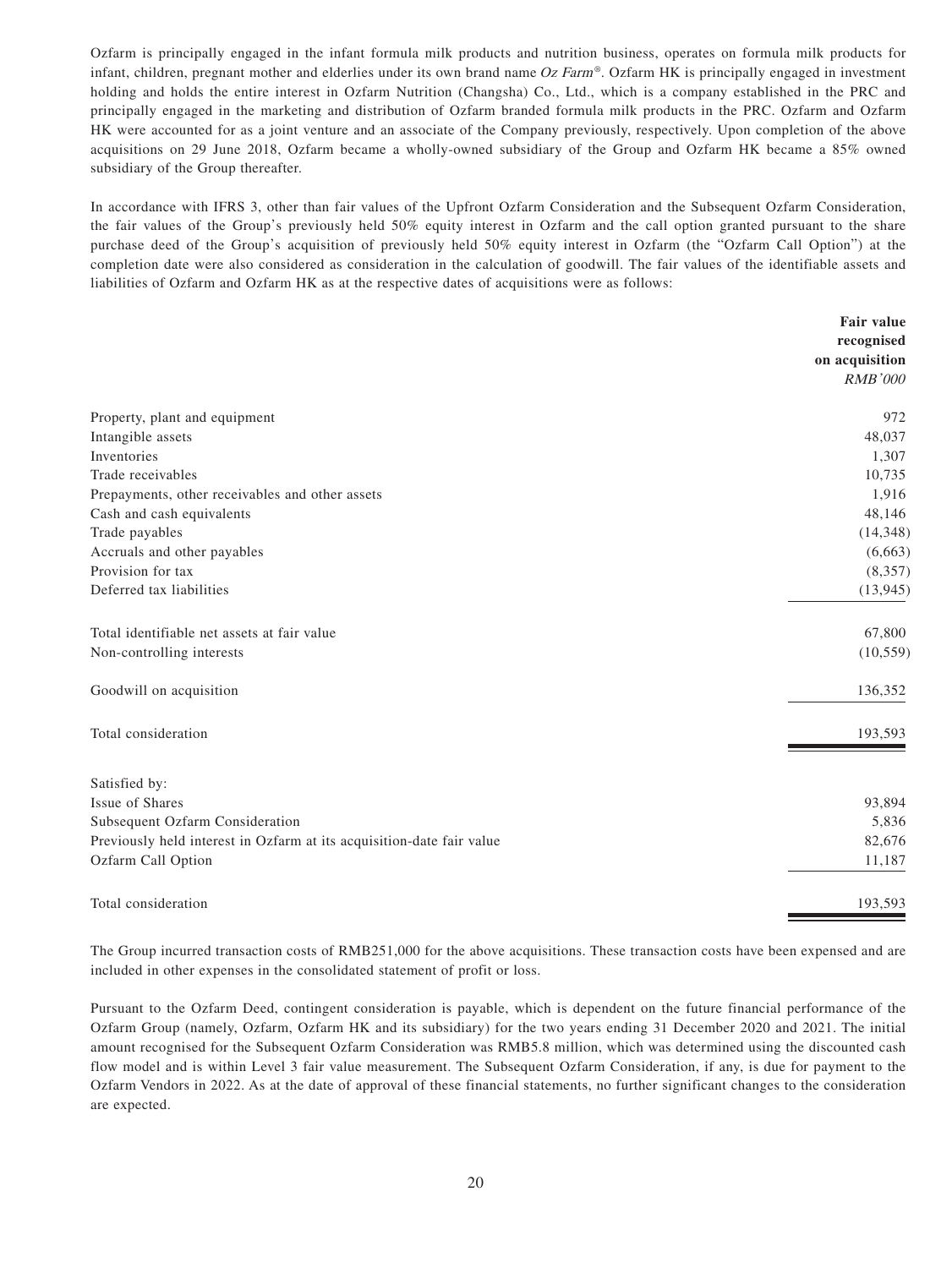Ozfarm is principally engaged in the infant formula milk products and nutrition business, operates on formula milk products for infant, children, pregnant mother and elderlies under its own brand name *Oz Farm®*. Ozfarm HK is principally engaged in investment holding and holds the entire interest in Ozfarm Nutrition (Changsha) Co., Ltd., which is a company established in the PRC and principally engaged in the marketing and distribution of Ozfarm branded formula milk products in the PRC. Ozfarm and Ozfarm HK were accounted for as a joint venture and an associate of the Company previously, respectively. Upon completion of the above acquisitions on 29 June 2018, Ozfarm became a wholly-owned subsidiary of the Group and Ozfarm HK became a 85% owned subsidiary of the Group thereafter.

In accordance with IFRS 3, other than fair values of the Upfront Ozfarm Consideration and the Subsequent Ozfarm Consideration, the fair values of the Group's previously held 50% equity interest in Ozfarm and the call option granted pursuant to the share purchase deed of the Group's acquisition of previously held 50% equity interest in Ozfarm (the "Ozfarm Call Option") at the completion date were also considered as consideration in the calculation of goodwill. The fair values of the identifiable assets and liabilities of Ozfarm and Ozfarm HK as at the respective dates of acquisitions were as follows:

| | **Fair value recognised on acquisition** *RMB'000* |
|---|---:|
| Property, plant and equipment | 972 |
| Intangible assets | 48,037 |
| Inventories | 1,307 |
| Trade receivables | 10,735 |
| Prepayments, other receivables and other assets | 1,916 |
| Cash and cash equivalents | 48,146 |
| Trade payables | (14,348) |
| Accruals and other payables | (6,663) |
| Provision for tax | (8,357) |
| Deferred tax liabilities | (13,945) |
| Total identifiable net assets at fair value | 67,800 |
| Non-controlling interests | (10,559) |
| Goodwill on acquisition | 136,352 |
| Total consideration | 193,593 |
| Satisfied by: | |
| Issue of Shares | 93,894 |
| Subsequent Ozfarm Consideration | 5,836 |
| Previously held interest in Ozfarm at its acquisition-date fair value | 82,676 |
| Ozfarm Call Option | 11,187 |
| Total consideration | 193,593 |

The Group incurred transaction costs of RMB251,000 for the above acquisitions. These transaction costs have been expensed and are included in other expenses in the consolidated statement of profit or loss.

Pursuant to the Ozfarm Deed, contingent consideration is payable, which is dependent on the future financial performance of the Ozfarm Group (namely, Ozfarm, Ozfarm HK and its subsidiary) for the two years ending 31 December 2020 and 2021. The initial amount recognised for the Subsequent Ozfarm Consideration was RMB5.8 million, which was determined using the discounted cash flow model and is within Level 3 fair value measurement. The Subsequent Ozfarm Consideration, if any, is due for payment to the Ozfarm Vendors in 2022. As at the date of approval of these financial statements, no further significant changes to the consideration are expected.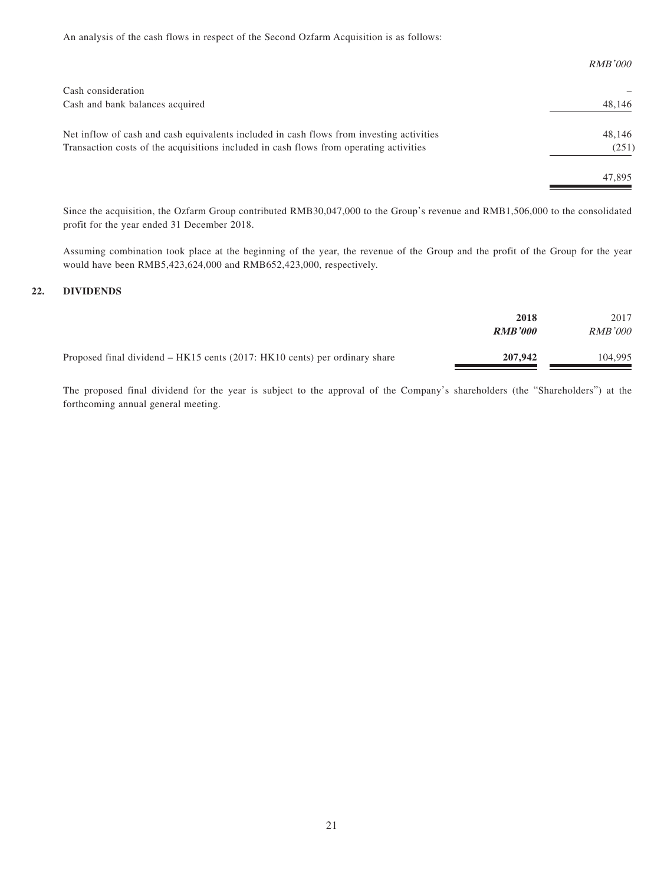An analysis of the cash flows in respect of the Second Ozfarm Acquisition is as follows:

| | *RMB'000* |
|---|---|
| Cash consideration | – |
| Cash and bank balances acquired | 48,146 |
| Net inflow of cash and cash equivalents included in cash flows from investing activities | 48,146 |
| Transaction costs of the acquisitions included in cash flows from operating activities | (251) |
| | 47,895 |

Since the acquisition, the Ozfarm Group contributed RMB30,047,000 to the Group's revenue and RMB1,506,000 to the consolidated profit for the year ended 31 December 2018.

Assuming combination took place at the beginning of the year, the revenue of the Group and the profit of the Group for the year would have been RMB5,423,624,000 and RMB652,423,000, respectively.

## 22. DIVIDENDS

| | **2018** | 2017 |
|---|---|---|
| | ***RMB'000*** | *RMB'000* |
| Proposed final dividend – HK15 cents (2017: HK10 cents) per ordinary share | **207,942** | 104,995 |

The proposed final dividend for the year is subject to the approval of the Company's shareholders (the "Shareholders") at the forthcoming annual general meeting.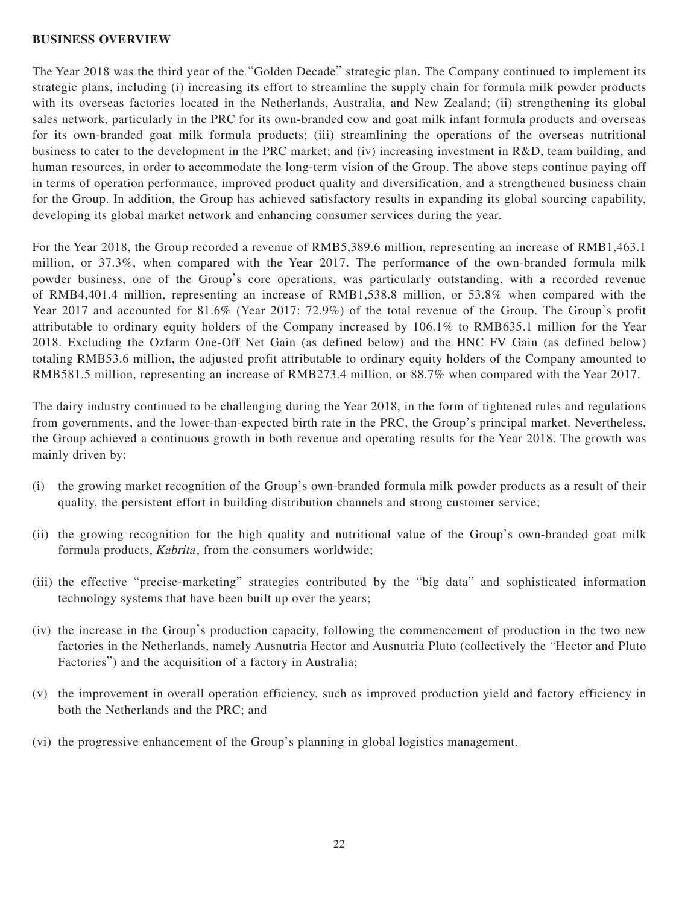## BUSINESS OVERVIEW

The Year 2018 was the third year of the "Golden Decade" strategic plan. The Company continued to implement its strategic plans, including (i) increasing its effort to streamline the supply chain for formula milk powder products with its overseas factories located in the Netherlands, Australia, and New Zealand; (ii) strengthening its global sales network, particularly in the PRC for its own-branded cow and goat milk infant formula products and overseas for its own-branded goat milk formula products; (iii) streamlining the operations of the overseas nutritional business to cater to the development in the PRC market; and (iv) increasing investment in R&D, team building, and human resources, in order to accommodate the long-term vision of the Group. The above steps continue paying off in terms of operation performance, improved product quality and diversification, and a strengthened business chain for the Group. In addition, the Group has achieved satisfactory results in expanding its global sourcing capability, developing its global market network and enhancing consumer services during the year.

For the Year 2018, the Group recorded a revenue of RMB5,389.6 million, representing an increase of RMB1,463.1 million, or 37.3%, when compared with the Year 2017. The performance of the own-branded formula milk powder business, one of the Group's core operations, was particularly outstanding, with a recorded revenue of RMB4,401.4 million, representing an increase of RMB1,538.8 million, or 53.8% when compared with the Year 2017 and accounted for 81.6% (Year 2017: 72.9%) of the total revenue of the Group. The Group's profit attributable to ordinary equity holders of the Company increased by 106.1% to RMB635.1 million for the Year 2018. Excluding the Ozfarm One-Off Net Gain (as defined below) and the HNC FV Gain (as defined below) totaling RMB53.6 million, the adjusted profit attributable to ordinary equity holders of the Company amounted to RMB581.5 million, representing an increase of RMB273.4 million, or 88.7% when compared with the Year 2017.

The dairy industry continued to be challenging during the Year 2018, in the form of tightened rules and regulations from governments, and the lower-than-expected birth rate in the PRC, the Group's principal market. Nevertheless, the Group achieved a continuous growth in both revenue and operating results for the Year 2018. The growth was mainly driven by:

(i) the growing market recognition of the Group's own-branded formula milk powder products as a result of their quality, the persistent effort in building distribution channels and strong customer service;

(ii) the growing recognition for the high quality and nutritional value of the Group's own-branded goat milk formula products, *Kabrita*, from the consumers worldwide;

(iii) the effective "precise-marketing" strategies contributed by the "big data" and sophisticated information technology systems that have been built up over the years;

(iv) the increase in the Group's production capacity, following the commencement of production in the two new factories in the Netherlands, namely Ausnutria Hector and Ausnutria Pluto (collectively the "Hector and Pluto Factories") and the acquisition of a factory in Australia;

(v) the improvement in overall operation efficiency, such as improved production yield and factory efficiency in both the Netherlands and the PRC; and

(vi) the progressive enhancement of the Group's planning in global logistics management.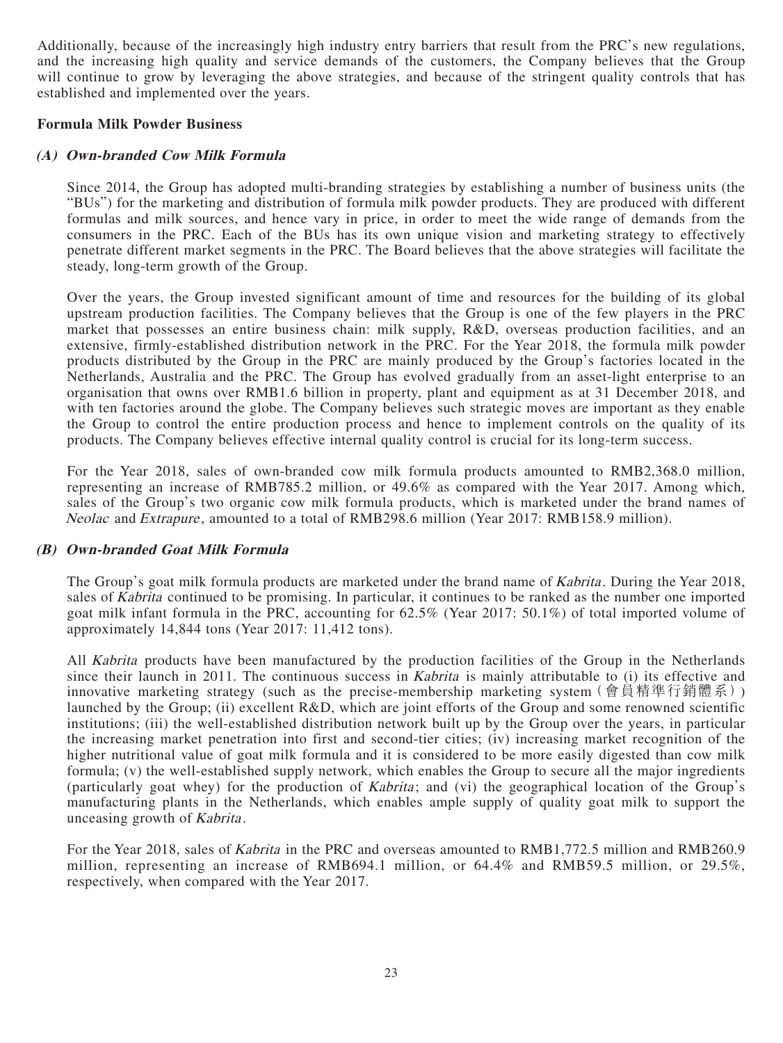Additionally, because of the increasingly high industry entry barriers that result from the PRC's new regulations, and the increasing high quality and service demands of the customers, the Company believes that the Group will continue to grow by leveraging the above strategies, and because of the stringent quality controls that has established and implemented over the years.

**Formula Milk Powder Business**

***(A) Own-branded Cow Milk Formula***

Since 2014, the Group has adopted multi-branding strategies by establishing a number of business units (the "BUs") for the marketing and distribution of formula milk powder products. They are produced with different formulas and milk sources, and hence vary in price, in order to meet the wide range of demands from the consumers in the PRC. Each of the BUs has its own unique vision and marketing strategy to effectively penetrate different market segments in the PRC. The Board believes that the above strategies will facilitate the steady, long-term growth of the Group.

Over the years, the Group invested significant amount of time and resources for the building of its global upstream production facilities. The Company believes that the Group is one of the few players in the PRC market that possesses an entire business chain: milk supply, R&D, overseas production facilities, and an extensive, firmly-established distribution network in the PRC. For the Year 2018, the formula milk powder products distributed by the Group in the PRC are mainly produced by the Group's factories located in the Netherlands, Australia and the PRC. The Group has evolved gradually from an asset-light enterprise to an organisation that owns over RMB1.6 billion in property, plant and equipment as at 31 December 2018, and with ten factories around the globe. The Company believes such strategic moves are important as they enable the Group to control the entire production process and hence to implement controls on the quality of its products. The Company believes effective internal quality control is crucial for its long-term success.

For the Year 2018, sales of own-branded cow milk formula products amounted to RMB2,368.0 million, representing an increase of RMB785.2 million, or 49.6% as compared with the Year 2017. Among which, sales of the Group's two organic cow milk formula products, which is marketed under the brand names of *Neolac* and *Extrapure*, amounted to a total of RMB298.6 million (Year 2017: RMB158.9 million).

***(B) Own-branded Goat Milk Formula***

The Group's goat milk formula products are marketed under the brand name of *Kabrita*. During the Year 2018, sales of *Kabrita* continued to be promising. In particular, it continues to be ranked as the number one imported goat milk infant formula in the PRC, accounting for 62.5% (Year 2017: 50.1%) of total imported volume of approximately 14,844 tons (Year 2017: 11,412 tons).

All *Kabrita* products have been manufactured by the production facilities of the Group in the Netherlands since their launch in 2011. The continuous success in *Kabrita* is mainly attributable to (i) its effective and innovative marketing strategy (such as the precise-membership marketing system（會員精準行銷體系）) launched by the Group; (ii) excellent R&D, which are joint efforts of the Group and some renowned scientific institutions; (iii) the well-established distribution network built up by the Group over the years, in particular the increasing market penetration into first and second-tier cities; (iv) increasing market recognition of the higher nutritional value of goat milk formula and it is considered to be more easily digested than cow milk formula; (v) the well-established supply network, which enables the Group to secure all the major ingredients (particularly goat whey) for the production of *Kabrita*; and (vi) the geographical location of the Group's manufacturing plants in the Netherlands, which enables ample supply of quality goat milk to support the unceasing growth of *Kabrita*.

For the Year 2018, sales of *Kabrita* in the PRC and overseas amounted to RMB1,772.5 million and RMB260.9 million, representing an increase of RMB694.1 million, or 64.4% and RMB59.5 million, or 29.5%, respectively, when compared with the Year 2017.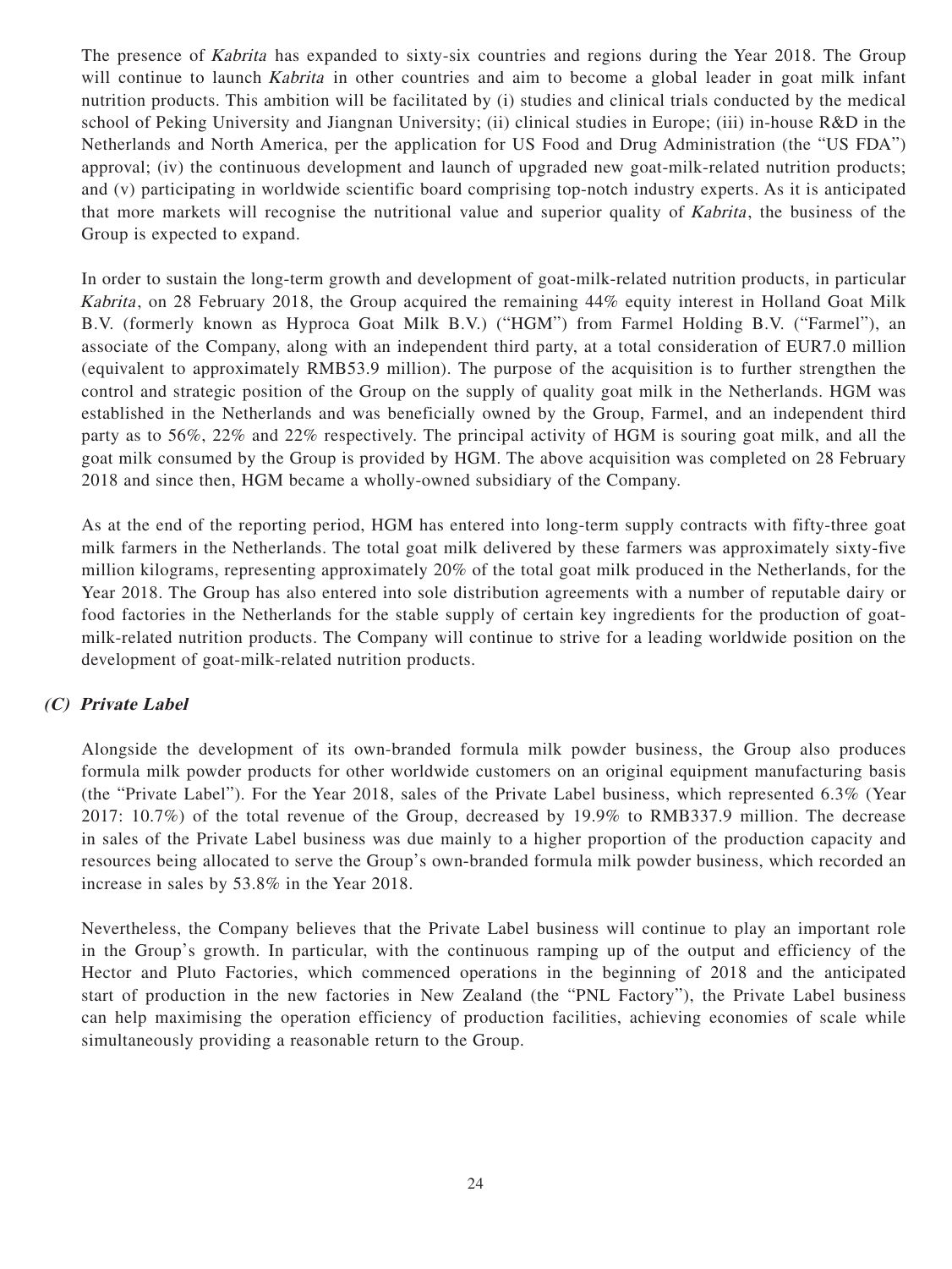The presence of *Kabrita* has expanded to sixty-six countries and regions during the Year 2018. The Group will continue to launch *Kabrita* in other countries and aim to become a global leader in goat milk infant nutrition products. This ambition will be facilitated by (i) studies and clinical trials conducted by the medical school of Peking University and Jiangnan University; (ii) clinical studies in Europe; (iii) in-house R&D in the Netherlands and North America, per the application for US Food and Drug Administration (the "US FDA") approval; (iv) the continuous development and launch of upgraded new goat-milk-related nutrition products; and (v) participating in worldwide scientific board comprising top-notch industry experts. As it is anticipated that more markets will recognise the nutritional value and superior quality of *Kabrita*, the business of the Group is expected to expand.

In order to sustain the long-term growth and development of goat-milk-related nutrition products, in particular *Kabrita*, on 28 February 2018, the Group acquired the remaining 44% equity interest in Holland Goat Milk B.V. (formerly known as Hyproca Goat Milk B.V.) ("HGM") from Farmel Holding B.V. ("Farmel"), an associate of the Company, along with an independent third party, at a total consideration of EUR7.0 million (equivalent to approximately RMB53.9 million). The purpose of the acquisition is to further strengthen the control and strategic position of the Group on the supply of quality goat milk in the Netherlands. HGM was established in the Netherlands and was beneficially owned by the Group, Farmel, and an independent third party as to 56%, 22% and 22% respectively. The principal activity of HGM is souring goat milk, and all the goat milk consumed by the Group is provided by HGM. The above acquisition was completed on 28 February 2018 and since then, HGM became a wholly-owned subsidiary of the Company.

As at the end of the reporting period, HGM has entered into long-term supply contracts with fifty-three goat milk farmers in the Netherlands. The total goat milk delivered by these farmers was approximately sixty-five million kilograms, representing approximately 20% of the total goat milk produced in the Netherlands, for the Year 2018. The Group has also entered into sole distribution agreements with a number of reputable dairy or food factories in the Netherlands for the stable supply of certain key ingredients for the production of goat-milk-related nutrition products. The Company will continue to strive for a leading worldwide position on the development of goat-milk-related nutrition products.

### *(C) Private Label*

Alongside the development of its own-branded formula milk powder business, the Group also produces formula milk powder products for other worldwide customers on an original equipment manufacturing basis (the "Private Label"). For the Year 2018, sales of the Private Label business, which represented 6.3% (Year 2017: 10.7%) of the total revenue of the Group, decreased by 19.9% to RMB337.9 million. The decrease in sales of the Private Label business was due mainly to a higher proportion of the production capacity and resources being allocated to serve the Group's own-branded formula milk powder business, which recorded an increase in sales by 53.8% in the Year 2018.

Nevertheless, the Company believes that the Private Label business will continue to play an important role in the Group's growth. In particular, with the continuous ramping up of the output and efficiency of the Hector and Pluto Factories, which commenced operations in the beginning of 2018 and the anticipated start of production in the new factories in New Zealand (the "PNL Factory"), the Private Label business can help maximising the operation efficiency of production facilities, achieving economies of scale while simultaneously providing a reasonable return to the Group.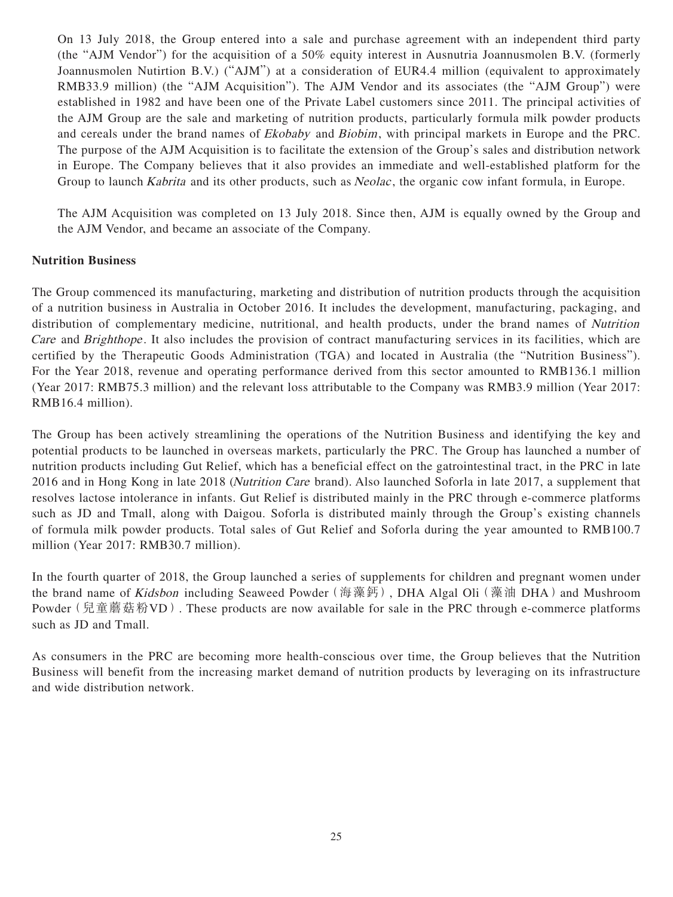On 13 July 2018, the Group entered into a sale and purchase agreement with an independent third party (the "AJM Vendor") for the acquisition of a 50% equity interest in Ausnutria Joannusmolen B.V. (formerly Joannusmolen Nutirtion B.V.) ("AJM") at a consideration of EUR4.4 million (equivalent to approximately RMB33.9 million) (the "AJM Acquisition"). The AJM Vendor and its associates (the "AJM Group") were established in 1982 and have been one of the Private Label customers since 2011. The principal activities of the AJM Group are the sale and marketing of nutrition products, particularly formula milk powder products and cereals under the brand names of *Ekobaby* and *Biobim*, with principal markets in Europe and the PRC. The purpose of the AJM Acquisition is to facilitate the extension of the Group's sales and distribution network in Europe. The Company believes that it also provides an immediate and well-established platform for the Group to launch *Kabrita* and its other products, such as *Neolac*, the organic cow infant formula, in Europe.

The AJM Acquisition was completed on 13 July 2018. Since then, AJM is equally owned by the Group and the AJM Vendor, and became an associate of the Company.

**Nutrition Business**

The Group commenced its manufacturing, marketing and distribution of nutrition products through the acquisition of a nutrition business in Australia in October 2016. It includes the development, manufacturing, packaging, and distribution of complementary medicine, nutritional, and health products, under the brand names of *Nutrition Care* and *Brighthope*. It also includes the provision of contract manufacturing services in its facilities, which are certified by the Therapeutic Goods Administration (TGA) and located in Australia (the "Nutrition Business"). For the Year 2018, revenue and operating performance derived from this sector amounted to RMB136.1 million (Year 2017: RMB75.3 million) and the relevant loss attributable to the Company was RMB3.9 million (Year 2017: RMB16.4 million).

The Group has been actively streamlining the operations of the Nutrition Business and identifying the key and potential products to be launched in overseas markets, particularly the PRC. The Group has launched a number of nutrition products including Gut Relief, which has a beneficial effect on the gatrointestinal tract, in the PRC in late 2016 and in Hong Kong in late 2018 (*Nutrition Care* brand). Also launched Soforla in late 2017, a supplement that resolves lactose intolerance in infants. Gut Relief is distributed mainly in the PRC through e-commerce platforms such as JD and Tmall, along with Daigou. Soforla is distributed mainly through the Group's existing channels of formula milk powder products. Total sales of Gut Relief and Soforla during the year amounted to RMB100.7 million (Year 2017: RMB30.7 million).

In the fourth quarter of 2018, the Group launched a series of supplements for children and pregnant women under the brand name of *Kidsbon* including Seaweed Powder(海藻鈣), DHA Algal Oli(藻油 DHA)and Mushroom Powder(兒童蘑菇粉VD). These products are now available for sale in the PRC through e-commerce platforms such as JD and Tmall.

As consumers in the PRC are becoming more health-conscious over time, the Group believes that the Nutrition Business will benefit from the increasing market demand of nutrition products by leveraging on its infrastructure and wide distribution network.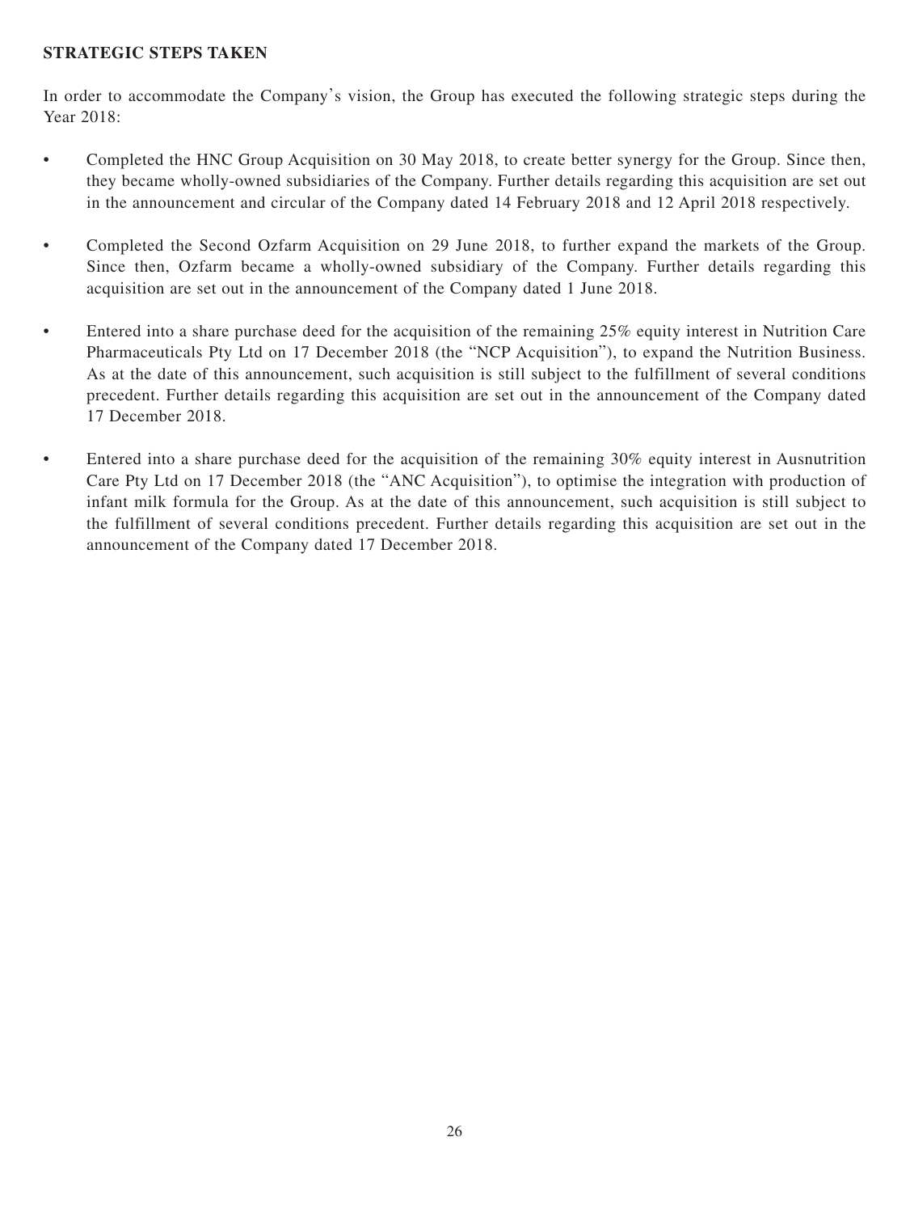**STRATEGIC STEPS TAKEN**

In order to accommodate the Company's vision, the Group has executed the following strategic steps during the Year 2018:

- Completed the HNC Group Acquisition on 30 May 2018, to create better synergy for the Group. Since then, they became wholly-owned subsidiaries of the Company. Further details regarding this acquisition are set out in the announcement and circular of the Company dated 14 February 2018 and 12 April 2018 respectively.
- Completed the Second Ozfarm Acquisition on 29 June 2018, to further expand the markets of the Group. Since then, Ozfarm became a wholly-owned subsidiary of the Company. Further details regarding this acquisition are set out in the announcement of the Company dated 1 June 2018.
- Entered into a share purchase deed for the acquisition of the remaining 25% equity interest in Nutrition Care Pharmaceuticals Pty Ltd on 17 December 2018 (the "NCP Acquisition"), to expand the Nutrition Business. As at the date of this announcement, such acquisition is still subject to the fulfillment of several conditions precedent. Further details regarding this acquisition are set out in the announcement of the Company dated 17 December 2018.
- Entered into a share purchase deed for the acquisition of the remaining 30% equity interest in Ausnutrition Care Pty Ltd on 17 December 2018 (the "ANC Acquisition"), to optimise the integration with production of infant milk formula for the Group. As at the date of this announcement, such acquisition is still subject to the fulfillment of several conditions precedent. Further details regarding this acquisition are set out in the announcement of the Company dated 17 December 2018.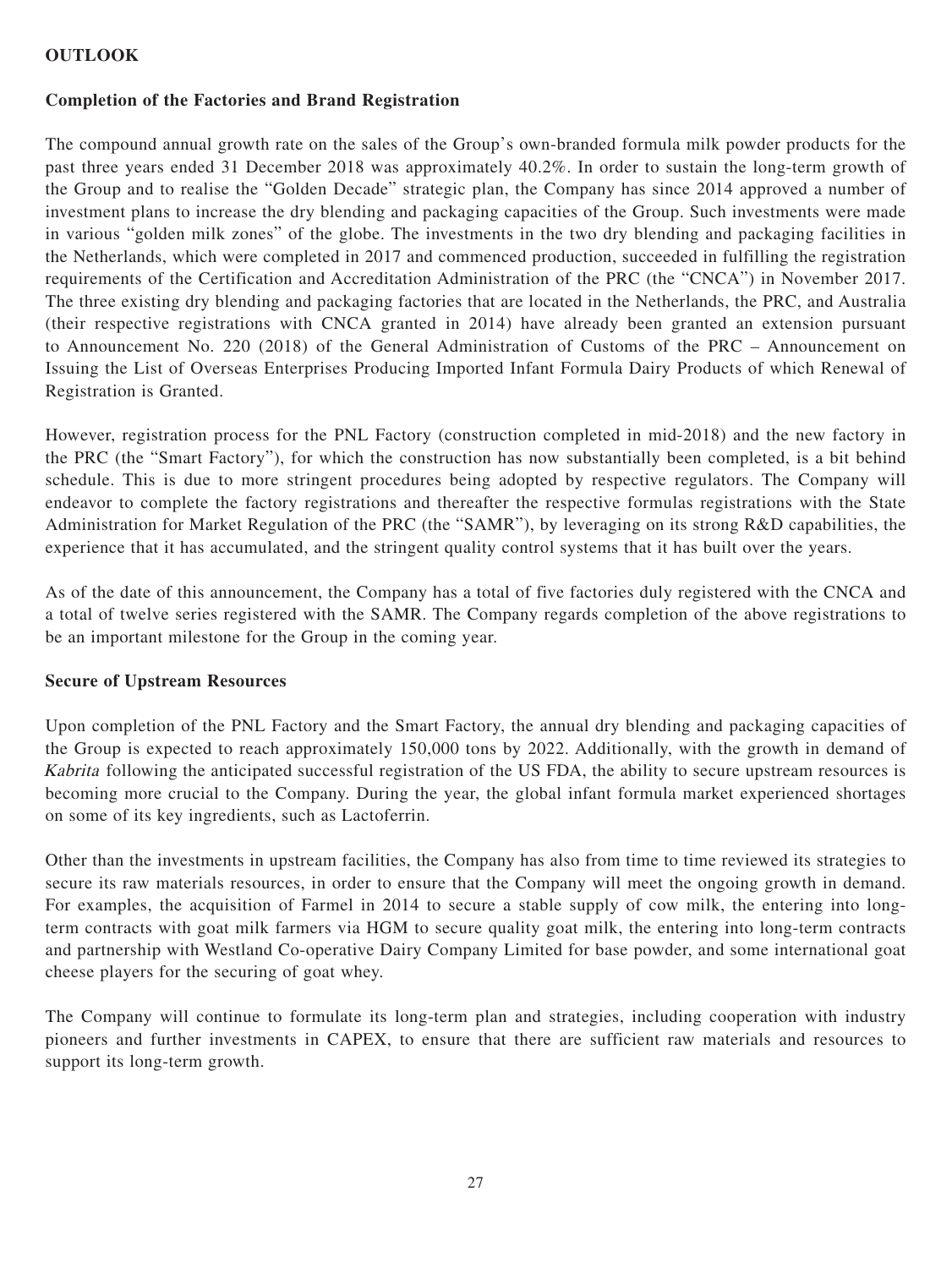## OUTLOOK

### Completion of the Factories and Brand Registration

The compound annual growth rate on the sales of the Group's own-branded formula milk powder products for the past three years ended 31 December 2018 was approximately 40.2%. In order to sustain the long-term growth of the Group and to realise the "Golden Decade" strategic plan, the Company has since 2014 approved a number of investment plans to increase the dry blending and packaging capacities of the Group. Such investments were made in various "golden milk zones" of the globe. The investments in the two dry blending and packaging facilities in the Netherlands, which were completed in 2017 and commenced production, succeeded in fulfilling the registration requirements of the Certification and Accreditation Administration of the PRC (the "CNCA") in November 2017. The three existing dry blending and packaging factories that are located in the Netherlands, the PRC, and Australia (their respective registrations with CNCA granted in 2014) have already been granted an extension pursuant to Announcement No. 220 (2018) of the General Administration of Customs of the PRC – Announcement on Issuing the List of Overseas Enterprises Producing Imported Infant Formula Dairy Products of which Renewal of Registration is Granted.

However, registration process for the PNL Factory (construction completed in mid-2018) and the new factory in the PRC (the "Smart Factory"), for which the construction has now substantially been completed, is a bit behind schedule. This is due to more stringent procedures being adopted by respective regulators. The Company will endeavor to complete the factory registrations and thereafter the respective formulas registrations with the State Administration for Market Regulation of the PRC (the "SAMR"), by leveraging on its strong R&D capabilities, the experience that it has accumulated, and the stringent quality control systems that it has built over the years.

As of the date of this announcement, the Company has a total of five factories duly registered with the CNCA and a total of twelve series registered with the SAMR. The Company regards completion of the above registrations to be an important milestone for the Group in the coming year.

### Secure of Upstream Resources

Upon completion of the PNL Factory and the Smart Factory, the annual dry blending and packaging capacities of the Group is expected to reach approximately 150,000 tons by 2022. Additionally, with the growth in demand of *Kabrita* following the anticipated successful registration of the US FDA, the ability to secure upstream resources is becoming more crucial to the Company. During the year, the global infant formula market experienced shortages on some of its key ingredients, such as Lactoferrin.

Other than the investments in upstream facilities, the Company has also from time to time reviewed its strategies to secure its raw materials resources, in order to ensure that the Company will meet the ongoing growth in demand. For examples, the acquisition of Farmel in 2014 to secure a stable supply of cow milk, the entering into long-term contracts with goat milk farmers via HGM to secure quality goat milk, the entering into long-term contracts and partnership with Westland Co-operative Dairy Company Limited for base powder, and some international goat cheese players for the securing of goat whey.

The Company will continue to formulate its long-term plan and strategies, including cooperation with industry pioneers and further investments in CAPEX, to ensure that there are sufficient raw materials and resources to support its long-term growth.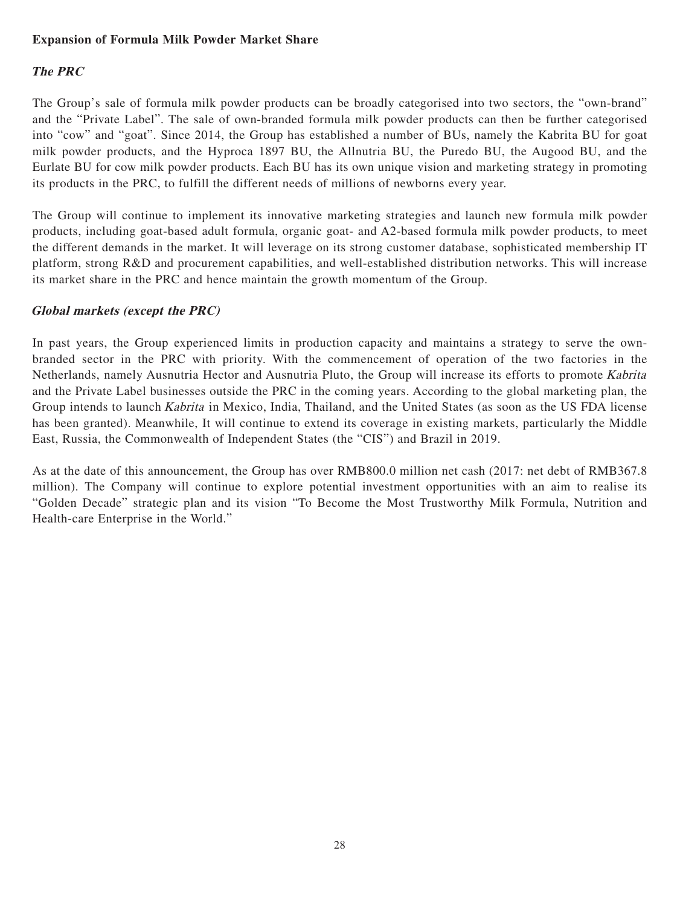**Expansion of Formula Milk Powder Market Share**

***The PRC***

The Group's sale of formula milk powder products can be broadly categorised into two sectors, the "own-brand" and the "Private Label". The sale of own-branded formula milk powder products can then be further categorised into "cow" and "goat". Since 2014, the Group has established a number of BUs, namely the Kabrita BU for goat milk powder products, and the Hyproca 1897 BU, the Allnutria BU, the Puredo BU, the Augood BU, and the Eurlate BU for cow milk powder products. Each BU has its own unique vision and marketing strategy in promoting its products in the PRC, to fulfill the different needs of millions of newborns every year.

The Group will continue to implement its innovative marketing strategies and launch new formula milk powder products, including goat-based adult formula, organic goat- and A2-based formula milk powder products, to meet the different demands in the market. It will leverage on its strong customer database, sophisticated membership IT platform, strong R&D and procurement capabilities, and well-established distribution networks. This will increase its market share in the PRC and hence maintain the growth momentum of the Group.

***Global markets (except the PRC)***

In past years, the Group experienced limits in production capacity and maintains a strategy to serve the own-branded sector in the PRC with priority. With the commencement of operation of the two factories in the Netherlands, namely Ausnutria Hector and Ausnutria Pluto, the Group will increase its efforts to promote *Kabrita* and the Private Label businesses outside the PRC in the coming years. According to the global marketing plan, the Group intends to launch *Kabrita* in Mexico, India, Thailand, and the United States (as soon as the US FDA license has been granted). Meanwhile, It will continue to extend its coverage in existing markets, particularly the Middle East, Russia, the Commonwealth of Independent States (the "CIS") and Brazil in 2019.

As at the date of this announcement, the Group has over RMB800.0 million net cash (2017: net debt of RMB367.8 million). The Company will continue to explore potential investment opportunities with an aim to realise its "Golden Decade" strategic plan and its vision "To Become the Most Trustworthy Milk Formula, Nutrition and Health-care Enterprise in the World."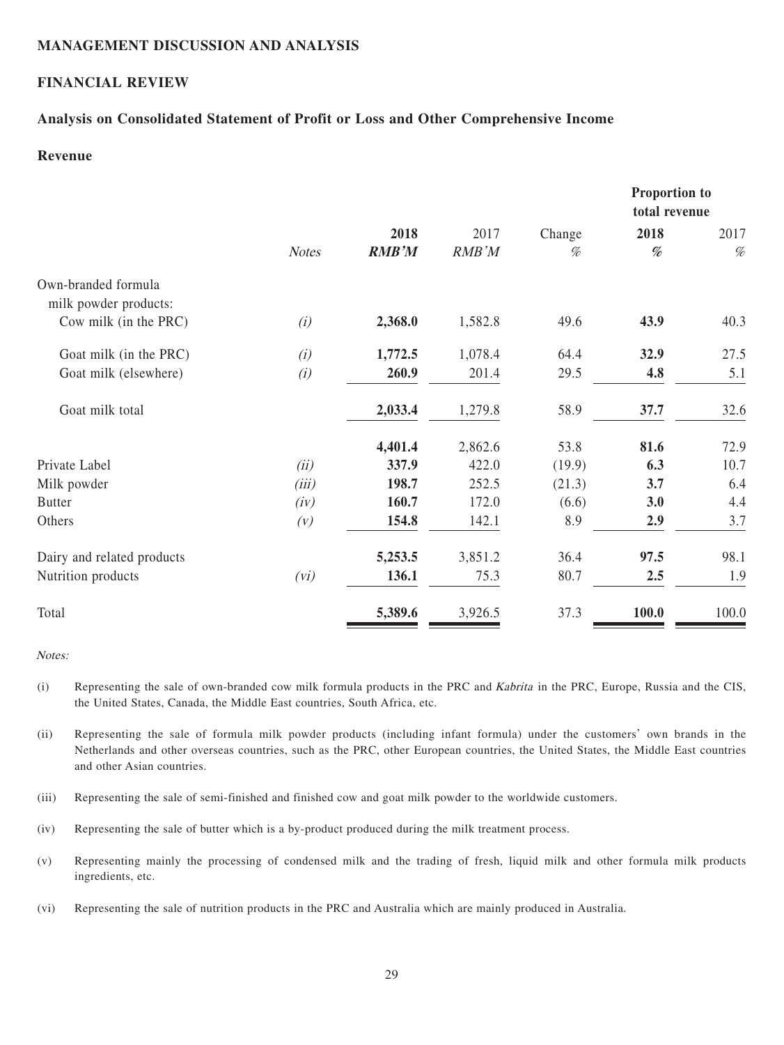**MANAGEMENT DISCUSSION AND ANALYSIS**

**FINANCIAL REVIEW**

**Analysis on Consolidated Statement of Profit or Loss and Other Comprehensive Income**

**Revenue**

| | *Notes* | **2018** | 2017 | Change | **Proportion to total revenue** | |
|---|---|---|---|---|---|---|
| | | ***RMB'M*** | *RMB'M* | *%* | **2018** *%* | 2017 *%* |
| Own-branded formula milk powder products: | | | | | | |
| Cow milk (in the PRC) | *(i)* | **2,368.0** | 1,582.8 | 49.6 | **43.9** | 40.3 |
| Goat milk (in the PRC) | *(i)* | **1,772.5** | 1,078.4 | 64.4 | **32.9** | 27.5 |
| Goat milk (elsewhere) | *(i)* | **260.9** | 201.4 | 29.5 | **4.8** | 5.1 |
| Goat milk total | | **2,033.4** | 1,279.8 | 58.9 | **37.7** | 32.6 |
| | | **4,401.4** | 2,862.6 | 53.8 | **81.6** | 72.9 |
| Private Label | *(ii)* | **337.9** | 422.0 | (19.9) | **6.3** | 10.7 |
| Milk powder | *(iii)* | **198.7** | 252.5 | (21.3) | **3.7** | 6.4 |
| Butter | *(iv)* | **160.7** | 172.0 | (6.6) | **3.0** | 4.4 |
| Others | *(v)* | **154.8** | 142.1 | 8.9 | **2.9** | 3.7 |
| Dairy and related products | | **5,253.5** | 3,851.2 | 36.4 | **97.5** | 98.1 |
| Nutrition products | *(vi)* | **136.1** | 75.3 | 80.7 | **2.5** | 1.9 |
| Total | | **5,389.6** | 3,926.5 | 37.3 | **100.0** | 100.0 |

*Notes:*

(i) Representing the sale of own-branded cow milk formula products in the PRC and *Kabrita* in the PRC, Europe, Russia and the CIS, the United States, Canada, the Middle East countries, South Africa, etc.

(ii) Representing the sale of formula milk powder products (including infant formula) under the customers' own brands in the Netherlands and other overseas countries, such as the PRC, other European countries, the United States, the Middle East countries and other Asian countries.

(iii) Representing the sale of semi-finished and finished cow and goat milk powder to the worldwide customers.

(iv) Representing the sale of butter which is a by-product produced during the milk treatment process.

(v) Representing mainly the processing of condensed milk and the trading of fresh, liquid milk and other formula milk products ingredients, etc.

(vi) Representing the sale of nutrition products in the PRC and Australia which are mainly produced in Australia.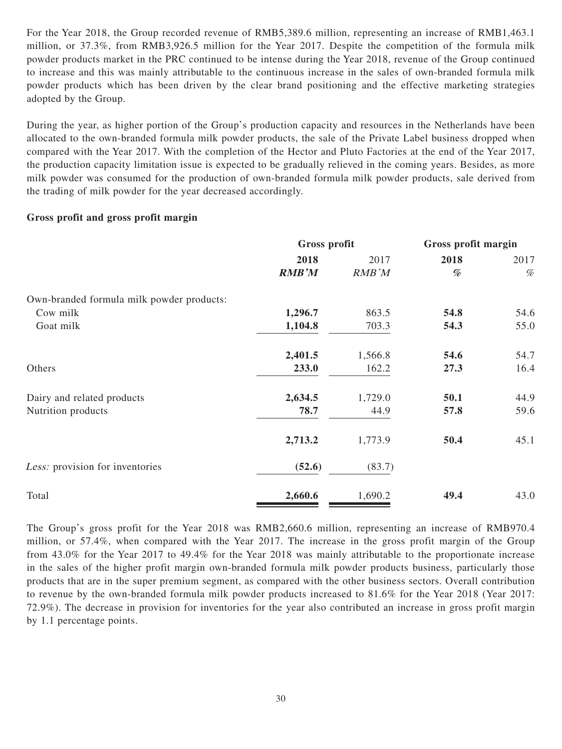For the Year 2018, the Group recorded revenue of RMB5,389.6 million, representing an increase of RMB1,463.1 million, or 37.3%, from RMB3,926.5 million for the Year 2017. Despite the competition of the formula milk powder products market in the PRC continued to be intense during the Year 2018, revenue of the Group continued to increase and this was mainly attributable to the continuous increase in the sales of own-branded formula milk powder products which has been driven by the clear brand positioning and the effective marketing strategies adopted by the Group.

During the year, as higher portion of the Group's production capacity and resources in the Netherlands have been allocated to the own-branded formula milk powder products, the sale of the Private Label business dropped when compared with the Year 2017. With the completion of the Hector and Pluto Factories at the end of the Year 2017, the production capacity limitation issue is expected to be gradually relieved in the coming years. Besides, as more milk powder was consumed for the production of own-branded formula milk powder products, sale derived from the trading of milk powder for the year decreased accordingly.

**Gross profit and gross profit margin**

| | Gross profit | | Gross profit margin | |
|---|---|---|---|---|
| | **2018** | 2017 | **2018** | 2017 |
| | ***RMB'M*** | *RMB'M* | ***%*** | *%* |
| Own-branded formula milk powder products: | | | | |
| Cow milk | **1,296.7** | 863.5 | **54.8** | 54.6 |
| Goat milk | **1,104.8** | 703.3 | **54.3** | 55.0 |
| | **2,401.5** | 1,566.8 | **54.6** | 54.7 |
| Others | **233.0** | 162.2 | **27.3** | 16.4 |
| Dairy and related products | **2,634.5** | 1,729.0 | **50.1** | 44.9 |
| Nutrition products | **78.7** | 44.9 | **57.8** | 59.6 |
| | **2,713.2** | 1,773.9 | **50.4** | 45.1 |
| *Less:* provision for inventories | **(52.6)** | (83.7) | | |
| Total | **2,660.6** | 1,690.2 | **49.4** | 43.0 |

The Group's gross profit for the Year 2018 was RMB2,660.6 million, representing an increase of RMB970.4 million, or 57.4%, when compared with the Year 2017. The increase in the gross profit margin of the Group from 43.0% for the Year 2017 to 49.4% for the Year 2018 was mainly attributable to the proportionate increase in the sales of the higher profit margin own-branded formula milk powder products business, particularly those products that are in the super premium segment, as compared with the other business sectors. Overall contribution to revenue by the own-branded formula milk powder products increased to 81.6% for the Year 2018 (Year 2017: 72.9%). The decrease in provision for inventories for the year also contributed an increase in gross profit margin by 1.1 percentage points.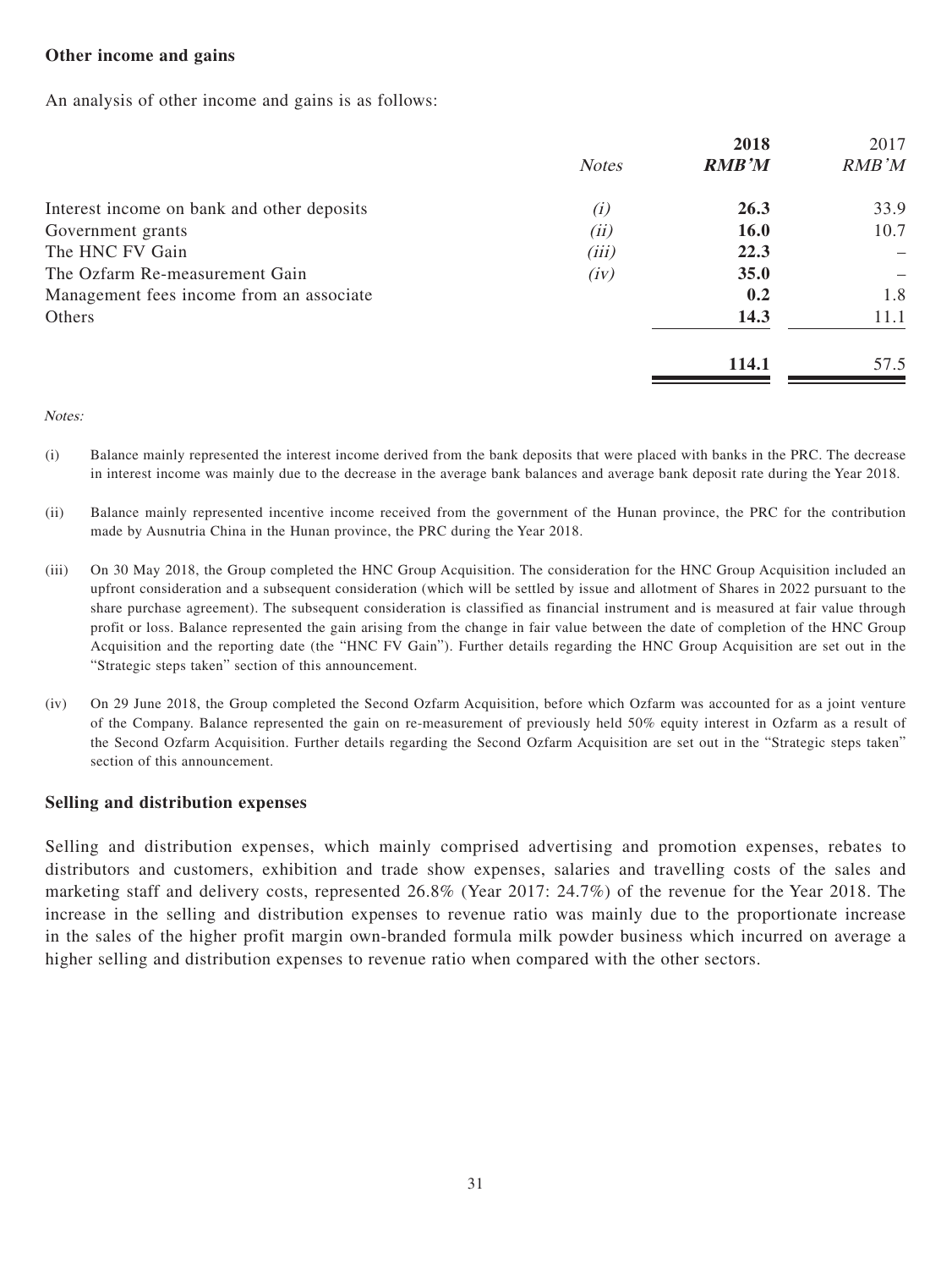### Other income and gains

An analysis of other income and gains is as follows:

| | *Notes* | **2018** **RMB'M** | 2017 RMB'M |
|---|---|---|---|
| Interest income on bank and other deposits | *(i)* | **26.3** | 33.9 |
| Government grants | *(ii)* | **16.0** | 10.7 |
| The HNC FV Gain | *(iii)* | **22.3** | – |
| The Ozfarm Re-measurement Gain | *(iv)* | **35.0** | – |
| Management fees income from an associate | | **0.2** | 1.8 |
| Others | | **14.3** | 11.1 |
| | | **114.1** | 57.5 |

*Notes:*

(i) Balance mainly represented the interest income derived from the bank deposits that were placed with banks in the PRC. The decrease in interest income was mainly due to the decrease in the average bank balances and average bank deposit rate during the Year 2018.

(ii) Balance mainly represented incentive income received from the government of the Hunan province, the PRC for the contribution made by Ausnutria China in the Hunan province, the PRC during the Year 2018.

(iii) On 30 May 2018, the Group completed the HNC Group Acquisition. The consideration for the HNC Group Acquisition included an upfront consideration and a subsequent consideration (which will be settled by issue and allotment of Shares in 2022 pursuant to the share purchase agreement). The subsequent consideration is classified as financial instrument and is measured at fair value through profit or loss. Balance represented the gain arising from the change in fair value between the date of completion of the HNC Group Acquisition and the reporting date (the "HNC FV Gain"). Further details regarding the HNC Group Acquisition are set out in the "Strategic steps taken" section of this announcement.

(iv) On 29 June 2018, the Group completed the Second Ozfarm Acquisition, before which Ozfarm was accounted for as a joint venture of the Company. Balance represented the gain on re-measurement of previously held 50% equity interest in Ozfarm as a result of the Second Ozfarm Acquisition. Further details regarding the Second Ozfarm Acquisition are set out in the "Strategic steps taken" section of this announcement.

### Selling and distribution expenses

Selling and distribution expenses, which mainly comprised advertising and promotion expenses, rebates to distributors and customers, exhibition and trade show expenses, salaries and travelling costs of the sales and marketing staff and delivery costs, represented 26.8% (Year 2017: 24.7%) of the revenue for the Year 2018. The increase in the selling and distribution expenses to revenue ratio was mainly due to the proportionate increase in the sales of the higher profit margin own-branded formula milk powder business which incurred on average a higher selling and distribution expenses to revenue ratio when compared with the other sectors.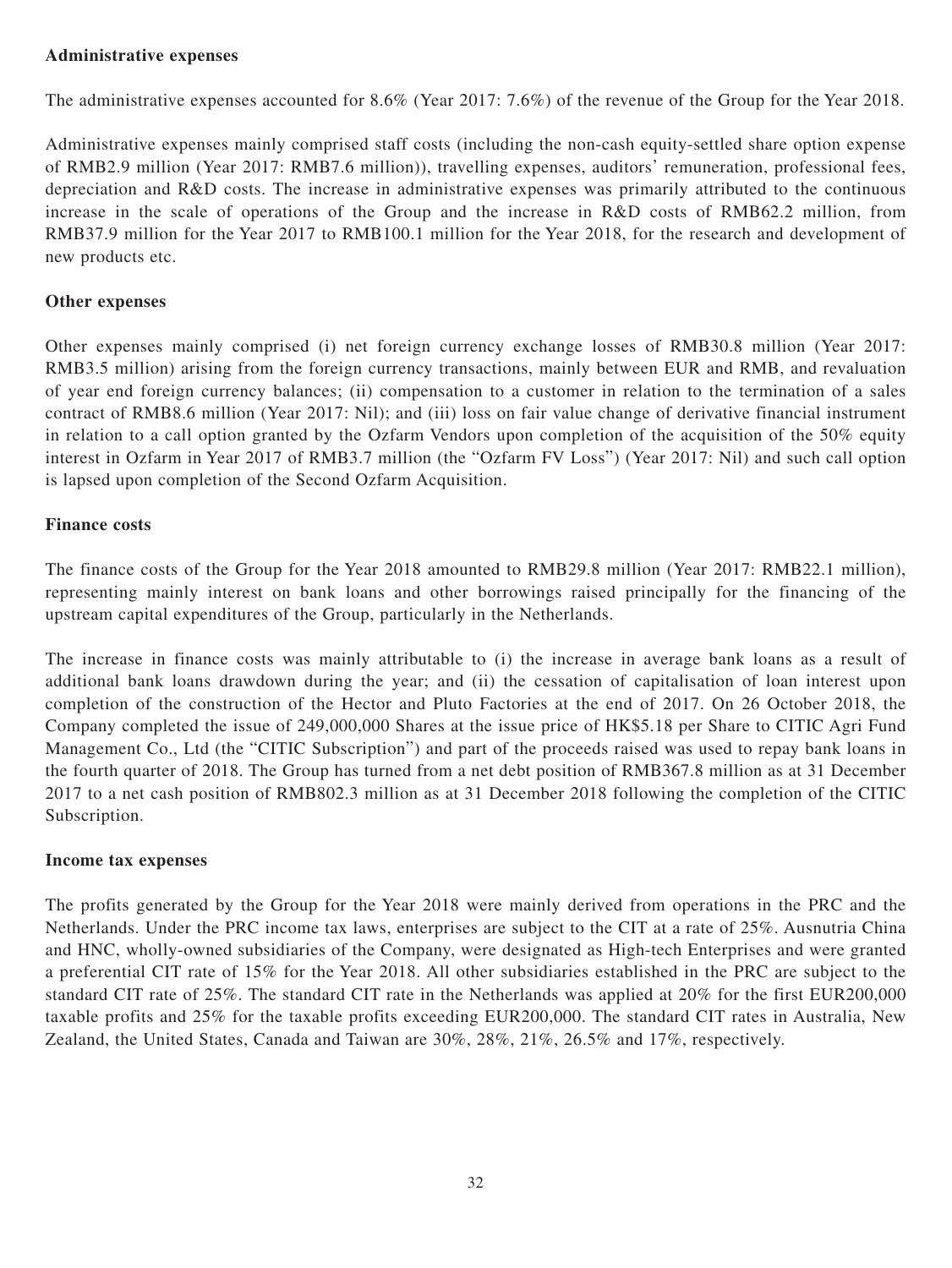**Administrative expenses**

The administrative expenses accounted for 8.6% (Year 2017: 7.6%) of the revenue of the Group for the Year 2018.

Administrative expenses mainly comprised staff costs (including the non-cash equity-settled share option expense of RMB2.9 million (Year 2017: RMB7.6 million)), travelling expenses, auditors' remuneration, professional fees, depreciation and R&D costs. The increase in administrative expenses was primarily attributed to the continuous increase in the scale of operations of the Group and the increase in R&D costs of RMB62.2 million, from RMB37.9 million for the Year 2017 to RMB100.1 million for the Year 2018, for the research and development of new products etc.

**Other expenses**

Other expenses mainly comprised (i) net foreign currency exchange losses of RMB30.8 million (Year 2017: RMB3.5 million) arising from the foreign currency transactions, mainly between EUR and RMB, and revaluation of year end foreign currency balances; (ii) compensation to a customer in relation to the termination of a sales contract of RMB8.6 million (Year 2017: Nil); and (iii) loss on fair value change of derivative financial instrument in relation to a call option granted by the Ozfarm Vendors upon completion of the acquisition of the 50% equity interest in Ozfarm in Year 2017 of RMB3.7 million (the "Ozfarm FV Loss") (Year 2017: Nil) and such call option is lapsed upon completion of the Second Ozfarm Acquisition.

**Finance costs**

The finance costs of the Group for the Year 2018 amounted to RMB29.8 million (Year 2017: RMB22.1 million), representing mainly interest on bank loans and other borrowings raised principally for the financing of the upstream capital expenditures of the Group, particularly in the Netherlands.

The increase in finance costs was mainly attributable to (i) the increase in average bank loans as a result of additional bank loans drawdown during the year; and (ii) the cessation of capitalisation of loan interest upon completion of the construction of the Hector and Pluto Factories at the end of 2017. On 26 October 2018, the Company completed the issue of 249,000,000 Shares at the issue price of HK$5.18 per Share to CITIC Agri Fund Management Co., Ltd (the "CITIC Subscription") and part of the proceeds raised was used to repay bank loans in the fourth quarter of 2018. The Group has turned from a net debt position of RMB367.8 million as at 31 December 2017 to a net cash position of RMB802.3 million as at 31 December 2018 following the completion of the CITIC Subscription.

**Income tax expenses**

The profits generated by the Group for the Year 2018 were mainly derived from operations in the PRC and the Netherlands. Under the PRC income tax laws, enterprises are subject to the CIT at a rate of 25%. Ausnutria China and HNC, wholly-owned subsidiaries of the Company, were designated as High-tech Enterprises and were granted a preferential CIT rate of 15% for the Year 2018. All other subsidiaries established in the PRC are subject to the standard CIT rate of 25%. The standard CIT rate in the Netherlands was applied at 20% for the first EUR200,000 taxable profits and 25% for the taxable profits exceeding EUR200,000. The standard CIT rates in Australia, New Zealand, the United States, Canada and Taiwan are 30%, 28%, 21%, 26.5% and 17%, respectively.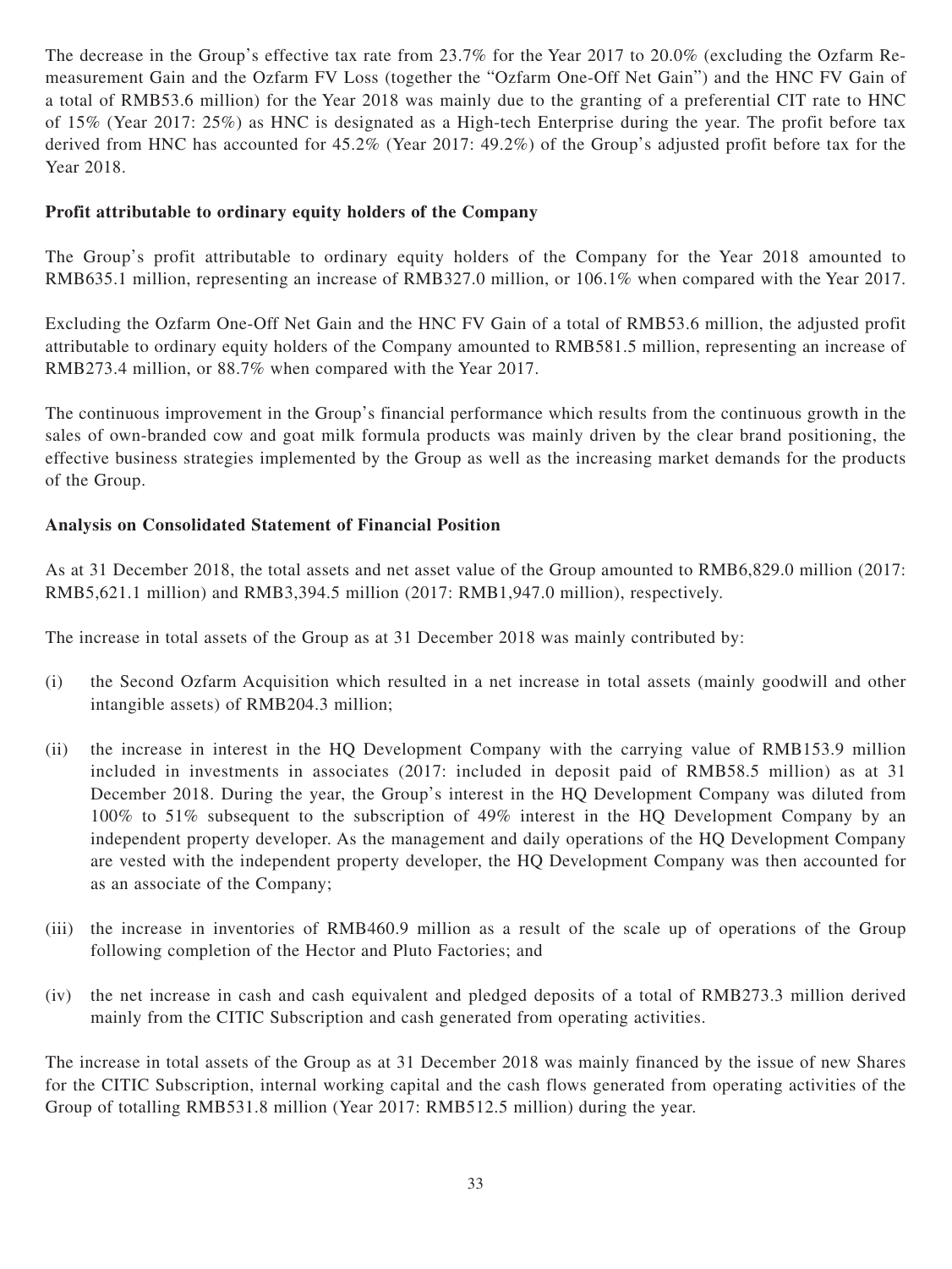The decrease in the Group's effective tax rate from 23.7% for the Year 2017 to 20.0% (excluding the Ozfarm Re-measurement Gain and the Ozfarm FV Loss (together the "Ozfarm One-Off Net Gain") and the HNC FV Gain of a total of RMB53.6 million) for the Year 2018 was mainly due to the granting of a preferential CIT rate to HNC of 15% (Year 2017: 25%) as HNC is designated as a High-tech Enterprise during the year. The profit before tax derived from HNC has accounted for 45.2% (Year 2017: 49.2%) of the Group's adjusted profit before tax for the Year 2018.

**Profit attributable to ordinary equity holders of the Company**

The Group's profit attributable to ordinary equity holders of the Company for the Year 2018 amounted to RMB635.1 million, representing an increase of RMB327.0 million, or 106.1% when compared with the Year 2017.

Excluding the Ozfarm One-Off Net Gain and the HNC FV Gain of a total of RMB53.6 million, the adjusted profit attributable to ordinary equity holders of the Company amounted to RMB581.5 million, representing an increase of RMB273.4 million, or 88.7% when compared with the Year 2017.

The continuous improvement in the Group's financial performance which results from the continuous growth in the sales of own-branded cow and goat milk formula products was mainly driven by the clear brand positioning, the effective business strategies implemented by the Group as well as the increasing market demands for the products of the Group.

**Analysis on Consolidated Statement of Financial Position**

As at 31 December 2018, the total assets and net asset value of the Group amounted to RMB6,829.0 million (2017: RMB5,621.1 million) and RMB3,394.5 million (2017: RMB1,947.0 million), respectively.

The increase in total assets of the Group as at 31 December 2018 was mainly contributed by:

(i) the Second Ozfarm Acquisition which resulted in a net increase in total assets (mainly goodwill and other intangible assets) of RMB204.3 million;

(ii) the increase in interest in the HQ Development Company with the carrying value of RMB153.9 million included in investments in associates (2017: included in deposit paid of RMB58.5 million) as at 31 December 2018. During the year, the Group's interest in the HQ Development Company was diluted from 100% to 51% subsequent to the subscription of 49% interest in the HQ Development Company by an independent property developer. As the management and daily operations of the HQ Development Company are vested with the independent property developer, the HQ Development Company was then accounted for as an associate of the Company;

(iii) the increase in inventories of RMB460.9 million as a result of the scale up of operations of the Group following completion of the Hector and Pluto Factories; and

(iv) the net increase in cash and cash equivalent and pledged deposits of a total of RMB273.3 million derived mainly from the CITIC Subscription and cash generated from operating activities.

The increase in total assets of the Group as at 31 December 2018 was mainly financed by the issue of new Shares for the CITIC Subscription, internal working capital and the cash flows generated from operating activities of the Group of totalling RMB531.8 million (Year 2017: RMB512.5 million) during the year.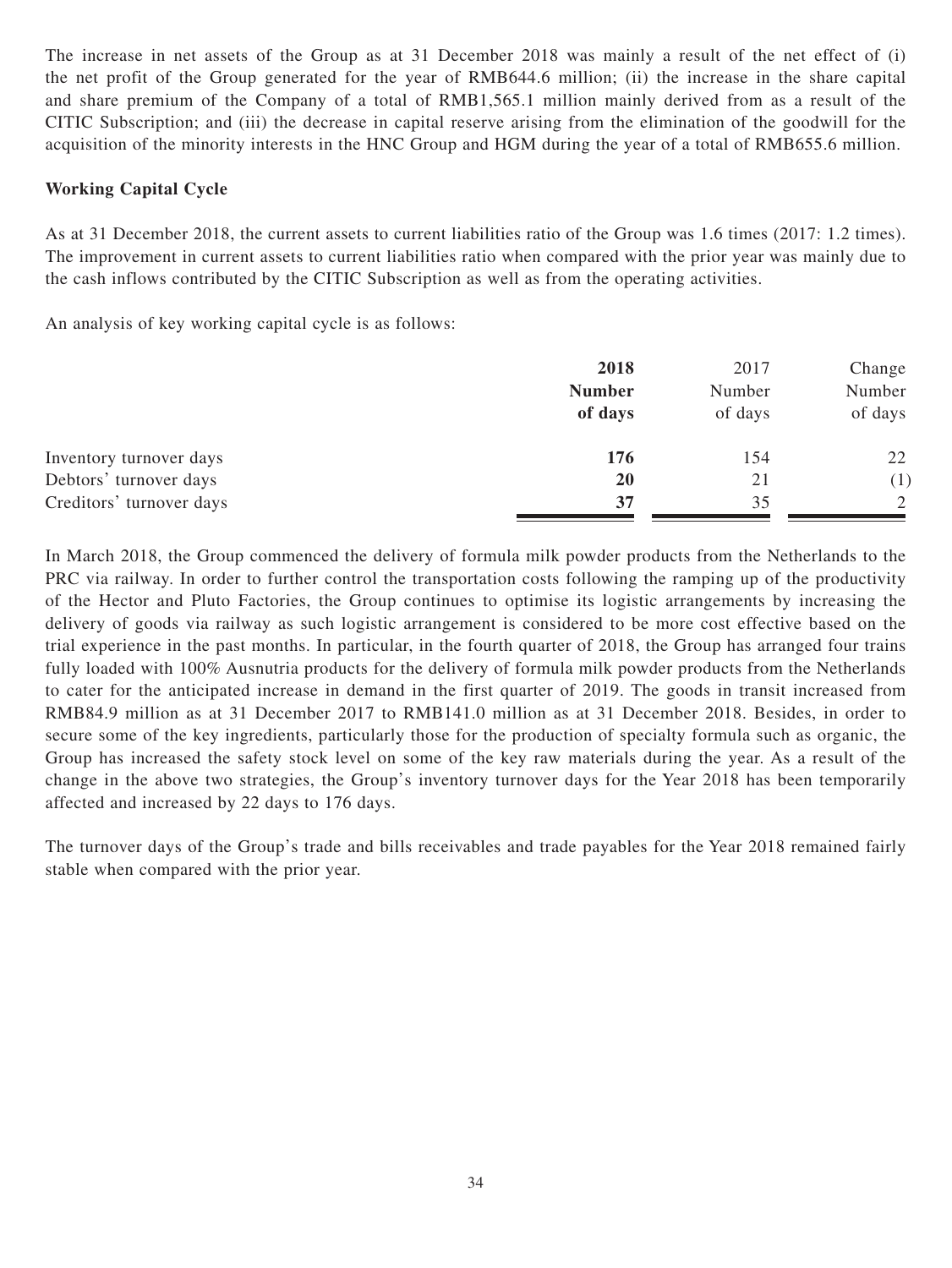The increase in net assets of the Group as at 31 December 2018 was mainly a result of the net effect of (i) the net profit of the Group generated for the year of RMB644.6 million; (ii) the increase in the share capital and share premium of the Company of a total of RMB1,565.1 million mainly derived from as a result of the CITIC Subscription; and (iii) the decrease in capital reserve arising from the elimination of the goodwill for the acquisition of the minority interests in the HNC Group and HGM during the year of a total of RMB655.6 million.

**Working Capital Cycle**

As at 31 December 2018, the current assets to current liabilities ratio of the Group was 1.6 times (2017: 1.2 times). The improvement in current assets to current liabilities ratio when compared with the prior year was mainly due to the cash inflows contributed by the CITIC Subscription as well as from the operating activities.

An analysis of key working capital cycle is as follows:

| | **2018 Number of days** | 2017 Number of days | Change Number of days |
|---|---|---|---|
| Inventory turnover days | **176** | 154 | 22 |
| Debtors' turnover days | **20** | 21 | (1) |
| Creditors' turnover days | **37** | 35 | 2 |

In March 2018, the Group commenced the delivery of formula milk powder products from the Netherlands to the PRC via railway. In order to further control the transportation costs following the ramping up of the productivity of the Hector and Pluto Factories, the Group continues to optimise its logistic arrangements by increasing the delivery of goods via railway as such logistic arrangement is considered to be more cost effective based on the trial experience in the past months. In particular, in the fourth quarter of 2018, the Group has arranged four trains fully loaded with 100% Ausnutria products for the delivery of formula milk powder products from the Netherlands to cater for the anticipated increase in demand in the first quarter of 2019. The goods in transit increased from RMB84.9 million as at 31 December 2017 to RMB141.0 million as at 31 December 2018. Besides, in order to secure some of the key ingredients, particularly those for the production of specialty formula such as organic, the Group has increased the safety stock level on some of the key raw materials during the year. As a result of the change in the above two strategies, the Group's inventory turnover days for the Year 2018 has been temporarily affected and increased by 22 days to 176 days.

The turnover days of the Group's trade and bills receivables and trade payables for the Year 2018 remained fairly stable when compared with the prior year.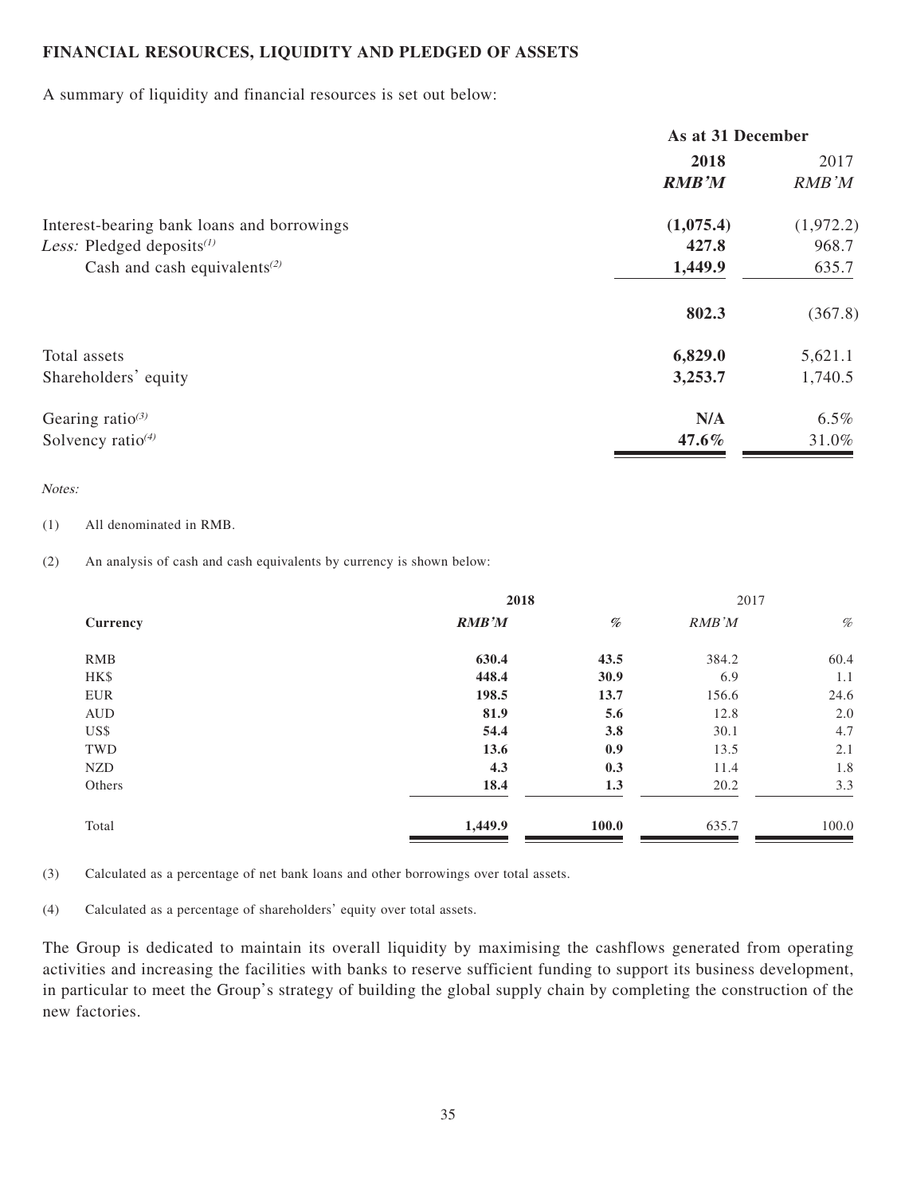**FINANCIAL RESOURCES, LIQUIDITY AND PLEDGED OF ASSETS**

A summary of liquidity and financial resources is set out below:

| | As at 31 December | |
|---|---|---|
| | **2018** | 2017 |
| | ***RMB'M*** | *RMB'M* |
| Interest-bearing bank loans and borrowings | **(1,075.4)** | (1,972.2) |
| *Less:* Pledged deposits[(1)] | **427.8** | 968.7 |
| Cash and cash equivalents[(2)] | **1,449.9** | 635.7 |
| | **802.3** | (367.8) |
| Total assets | **6,829.0** | 5,621.1 |
| Shareholders' equity | **3,253.7** | 1,740.5 |
| Gearing ratio[(3)] | **N/A** | 6.5% |
| Solvency ratio[(4)] | **47.6%** | 31.0% |

*Notes:*

(1) All denominated in RMB.

(2) An analysis of cash and cash equivalents by currency is shown below:

| | 2018 | | 2017 | |
|---|---|---|---|---|
| **Currency** | ***RMB'M*** | ***%*** | *RMB'M* | *%* |
| RMB | **630.4** | **43.5** | 384.2 | 60.4 |
| HK$ | **448.4** | **30.9** | 6.9 | 1.1 |
| EUR | **198.5** | **13.7** | 156.6 | 24.6 |
| AUD | **81.9** | **5.6** | 12.8 | 2.0 |
| US$ | **54.4** | **3.8** | 30.1 | 4.7 |
| TWD | **13.6** | **0.9** | 13.5 | 2.1 |
| NZD | **4.3** | **0.3** | 11.4 | 1.8 |
| Others | **18.4** | **1.3** | 20.2 | 3.3 |
| Total | **1,449.9** | **100.0** | 635.7 | 100.0 |

(3) Calculated as a percentage of net bank loans and other borrowings over total assets.

(4) Calculated as a percentage of shareholders' equity over total assets.

The Group is dedicated to maintain its overall liquidity by maximising the cashflows generated from operating activities and increasing the facilities with banks to reserve sufficient funding to support its business development, in particular to meet the Group's strategy of building the global supply chain by completing the construction of the new factories.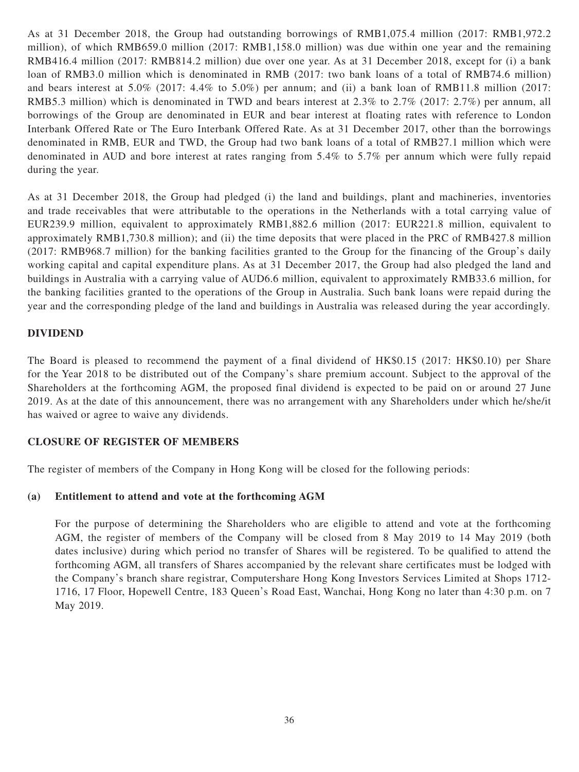As at 31 December 2018, the Group had outstanding borrowings of RMB1,075.4 million (2017: RMB1,972.2 million), of which RMB659.0 million (2017: RMB1,158.0 million) was due within one year and the remaining RMB416.4 million (2017: RMB814.2 million) due over one year. As at 31 December 2018, except for (i) a bank loan of RMB3.0 million which is denominated in RMB (2017: two bank loans of a total of RMB74.6 million) and bears interest at 5.0% (2017: 4.4% to 5.0%) per annum; and (ii) a bank loan of RMB11.8 million (2017: RMB5.3 million) which is denominated in TWD and bears interest at 2.3% to 2.7% (2017: 2.7%) per annum, all borrowings of the Group are denominated in EUR and bear interest at floating rates with reference to London Interbank Offered Rate or The Euro Interbank Offered Rate. As at 31 December 2017, other than the borrowings denominated in RMB, EUR and TWD, the Group had two bank loans of a total of RMB27.1 million which were denominated in AUD and bore interest at rates ranging from 5.4% to 5.7% per annum which were fully repaid during the year.

As at 31 December 2018, the Group had pledged (i) the land and buildings, plant and machineries, inventories and trade receivables that were attributable to the operations in the Netherlands with a total carrying value of EUR239.9 million, equivalent to approximately RMB1,882.6 million (2017: EUR221.8 million, equivalent to approximately RMB1,730.8 million); and (ii) the time deposits that were placed in the PRC of RMB427.8 million (2017: RMB968.7 million) for the banking facilities granted to the Group for the financing of the Group's daily working capital and capital expenditure plans. As at 31 December 2017, the Group had also pledged the land and buildings in Australia with a carrying value of AUD6.6 million, equivalent to approximately RMB33.6 million, for the banking facilities granted to the operations of the Group in Australia. Such bank loans were repaid during the year and the corresponding pledge of the land and buildings in Australia was released during the year accordingly.

## DIVIDEND

The Board is pleased to recommend the payment of a final dividend of HK$0.15 (2017: HK$0.10) per Share for the Year 2018 to be distributed out of the Company's share premium account. Subject to the approval of the Shareholders at the forthcoming AGM, the proposed final dividend is expected to be paid on or around 27 June 2019. As at the date of this announcement, there was no arrangement with any Shareholders under which he/she/it has waived or agree to waive any dividends.

## CLOSURE OF REGISTER OF MEMBERS

The register of members of the Company in Hong Kong will be closed for the following periods:

### (a) Entitlement to attend and vote at the forthcoming AGM

For the purpose of determining the Shareholders who are eligible to attend and vote at the forthcoming AGM, the register of members of the Company will be closed from 8 May 2019 to 14 May 2019 (both dates inclusive) during which period no transfer of Shares will be registered. To be qualified to attend the forthcoming AGM, all transfers of Shares accompanied by the relevant share certificates must be lodged with the Company's branch share registrar, Computershare Hong Kong Investors Services Limited at Shops 1712-1716, 17 Floor, Hopewell Centre, 183 Queen's Road East, Wanchai, Hong Kong no later than 4:30 p.m. on 7 May 2019.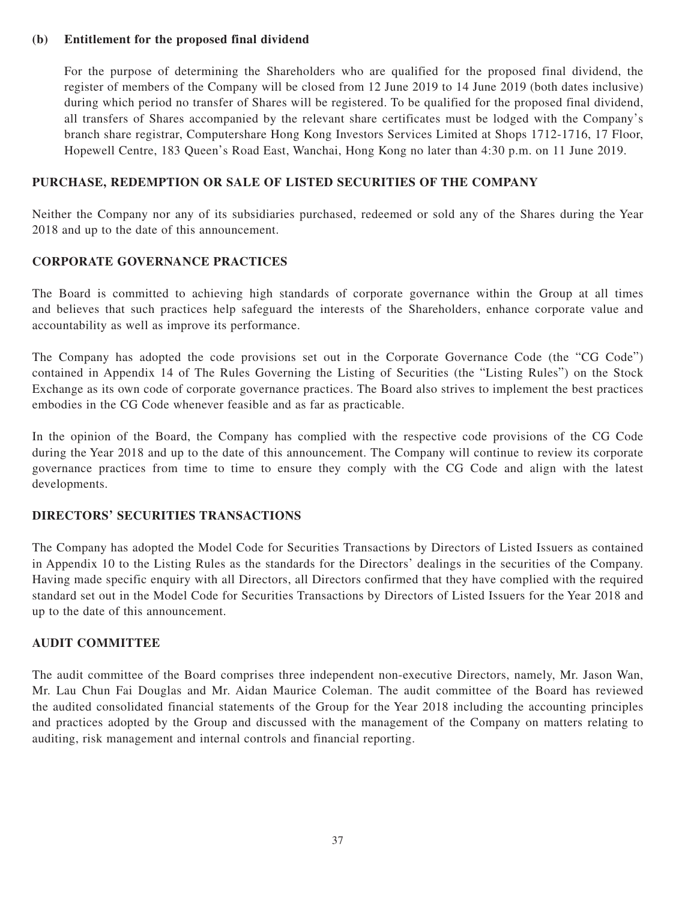**(b) Entitlement for the proposed final dividend**

For the purpose of determining the Shareholders who are qualified for the proposed final dividend, the register of members of the Company will be closed from 12 June 2019 to 14 June 2019 (both dates inclusive) during which period no transfer of Shares will be registered. To be qualified for the proposed final dividend, all transfers of Shares accompanied by the relevant share certificates must be lodged with the Company's branch share registrar, Computershare Hong Kong Investors Services Limited at Shops 1712-1716, 17 Floor, Hopewell Centre, 183 Queen's Road East, Wanchai, Hong Kong no later than 4:30 p.m. on 11 June 2019.

## PURCHASE, REDEMPTION OR SALE OF LISTED SECURITIES OF THE COMPANY

Neither the Company nor any of its subsidiaries purchased, redeemed or sold any of the Shares during the Year 2018 and up to the date of this announcement.

## CORPORATE GOVERNANCE PRACTICES

The Board is committed to achieving high standards of corporate governance within the Group at all times and believes that such practices help safeguard the interests of the Shareholders, enhance corporate value and accountability as well as improve its performance.

The Company has adopted the code provisions set out in the Corporate Governance Code (the "CG Code") contained in Appendix 14 of The Rules Governing the Listing of Securities (the "Listing Rules") on the Stock Exchange as its own code of corporate governance practices. The Board also strives to implement the best practices embodies in the CG Code whenever feasible and as far as practicable.

In the opinion of the Board, the Company has complied with the respective code provisions of the CG Code during the Year 2018 and up to the date of this announcement. The Company will continue to review its corporate governance practices from time to time to ensure they comply with the CG Code and align with the latest developments.

## DIRECTORS' SECURITIES TRANSACTIONS

The Company has adopted the Model Code for Securities Transactions by Directors of Listed Issuers as contained in Appendix 10 to the Listing Rules as the standards for the Directors' dealings in the securities of the Company. Having made specific enquiry with all Directors, all Directors confirmed that they have complied with the required standard set out in the Model Code for Securities Transactions by Directors of Listed Issuers for the Year 2018 and up to the date of this announcement.

## AUDIT COMMITTEE

The audit committee of the Board comprises three independent non-executive Directors, namely, Mr. Jason Wan, Mr. Lau Chun Fai Douglas and Mr. Aidan Maurice Coleman. The audit committee of the Board has reviewed the audited consolidated financial statements of the Group for the Year 2018 including the accounting principles and practices adopted by the Group and discussed with the management of the Company on matters relating to auditing, risk management and internal controls and financial reporting.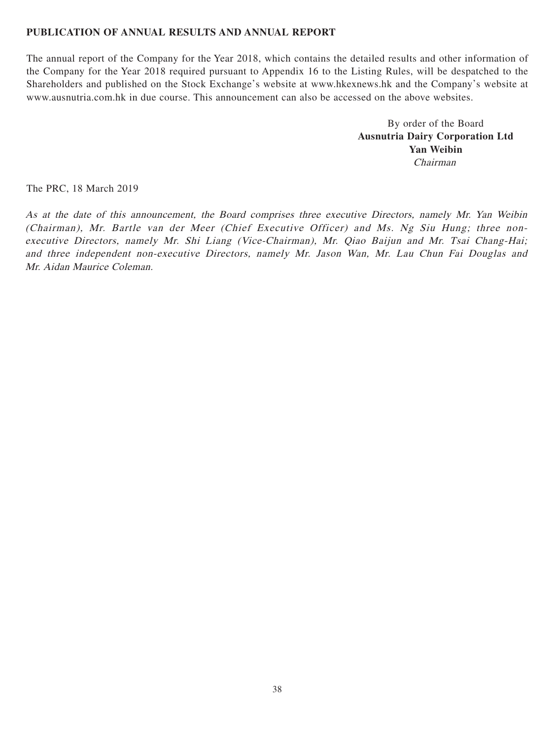**PUBLICATION OF ANNUAL RESULTS AND ANNUAL REPORT**

The annual report of the Company for the Year 2018, which contains the detailed results and other information of the Company for the Year 2018 required pursuant to Appendix 16 to the Listing Rules, will be despatched to the Shareholders and published on the Stock Exchange's website at www.hkexnews.hk and the Company's website at www.ausnutria.com.hk in due course. This announcement can also be accessed on the above websites.

By order of the Board
**Ausnutria Dairy Corporation Ltd**
**Yan Weibin**
*Chairman*

The PRC, 18 March 2019

*As at the date of this announcement, the Board comprises three executive Directors, namely Mr. Yan Weibin (Chairman), Mr. Bartle van der Meer (Chief Executive Officer) and Ms. Ng Siu Hung; three non-executive Directors, namely Mr. Shi Liang (Vice-Chairman), Mr. Qiao Baijun and Mr. Tsai Chang-Hai; and three independent non-executive Directors, namely Mr. Jason Wan, Mr. Lau Chun Fai Douglas and Mr. Aidan Maurice Coleman.*